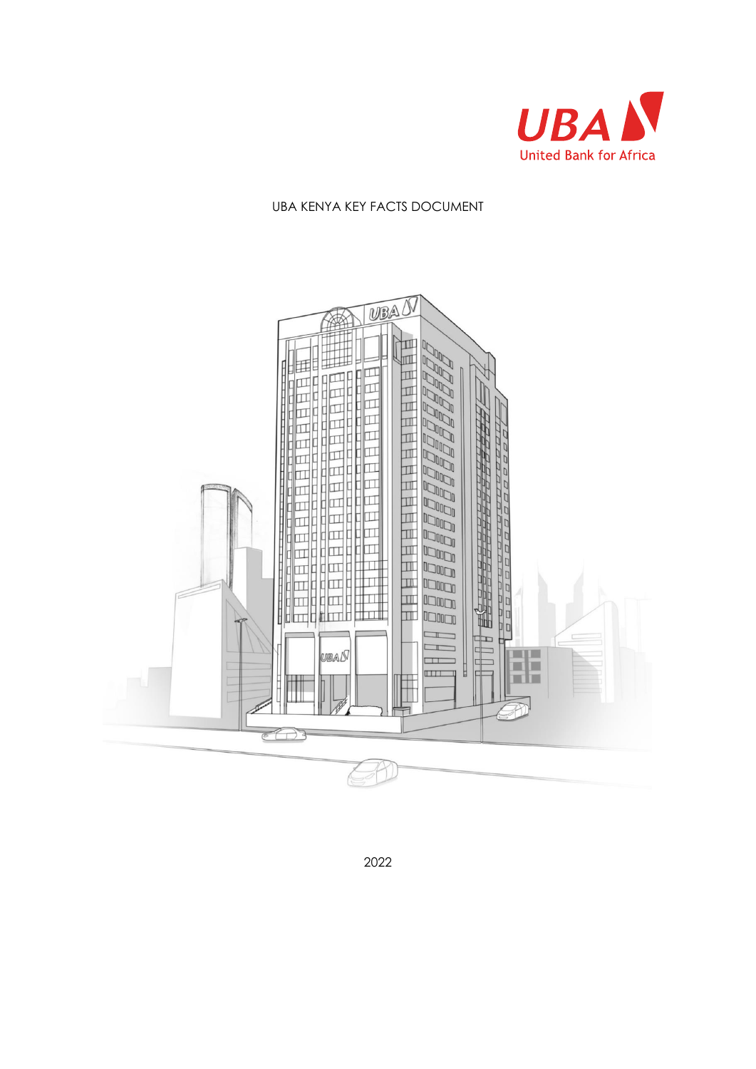UBA

United Bank for Africa

# UBA KENYA KEY FACTS DOCUMENT

2022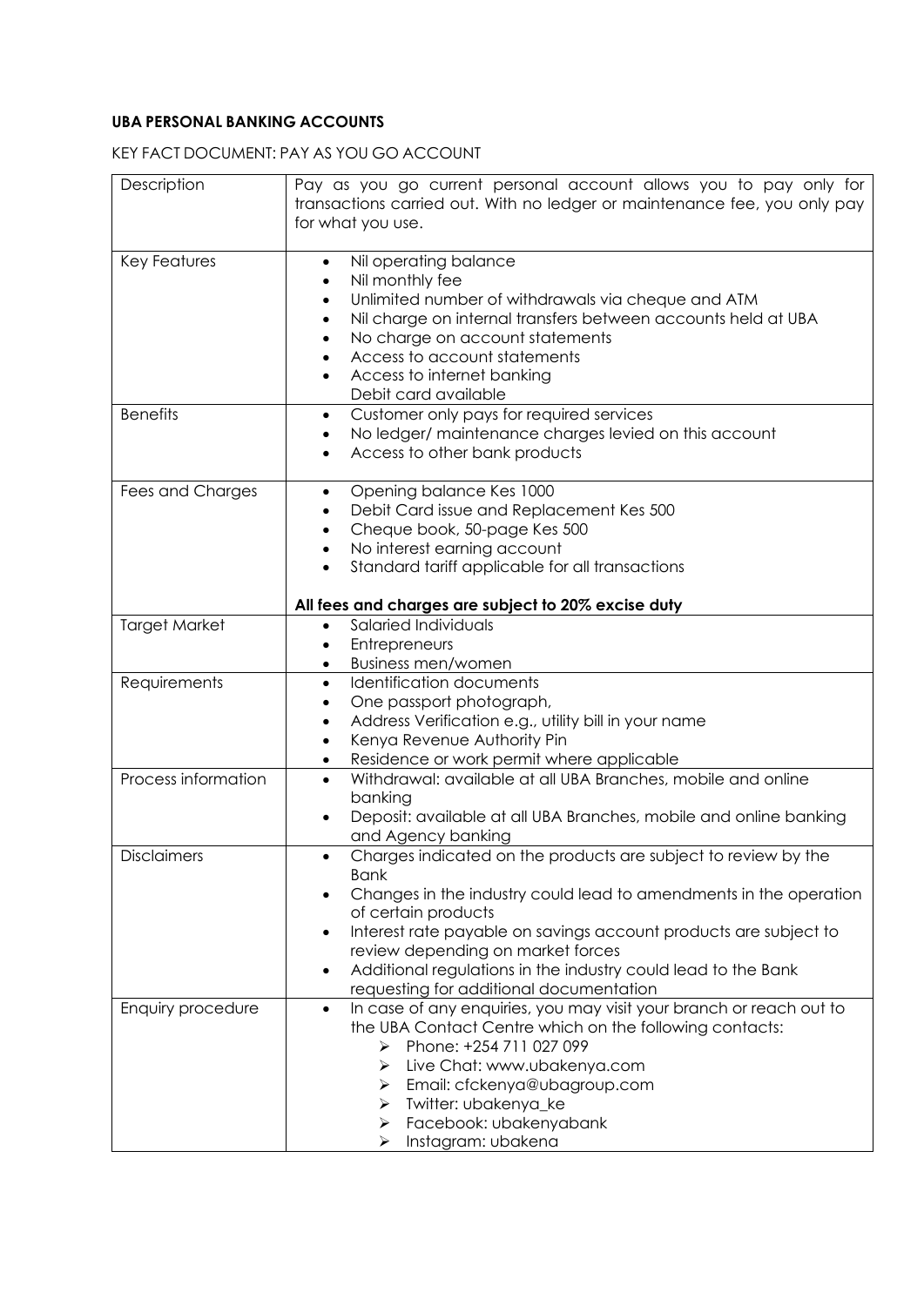**UBA PERSONAL BANKING ACCOUNTS**

KEY FACT DOCUMENT: PAY AS YOU GO ACCOUNT

| | |
|---|---|
| Description | Pay as you go current personal account allows you to pay only for transactions carried out. With no ledger or maintenance fee, you only pay for what you use. |
| Key Features | • Nil operating balance<br>• Nil monthly fee<br>• Unlimited number of withdrawals via cheque and ATM<br>• Nil charge on internal transfers between accounts held at UBA<br>• No charge on account statements<br>• Access to account statements<br>• Access to internet banking<br>Debit card available |
| Benefits | • Customer only pays for required services<br>• No ledger/ maintenance charges levied on this account<br>• Access to other bank products |
| Fees and Charges | • Opening balance Kes 1000<br>• Debit Card issue and Replacement Kes 500<br>• Cheque book, 50-page Kes 500<br>• No interest earning account<br>• Standard tariff applicable for all transactions<br><br>**All fees and charges are subject to 20% excise duty** |
| Target Market | • Salaried Individuals<br>• Entrepreneurs<br>• Business men/women |
| Requirements | • Identification documents<br>• One passport photograph,<br>• Address Verification e.g., utility bill in your name<br>• Kenya Revenue Authority Pin<br>• Residence or work permit where applicable |
| Process information | • Withdrawal: available at all UBA Branches, mobile and online banking<br>• Deposit: available at all UBA Branches, mobile and online banking and Agency banking |
| Disclaimers | • Charges indicated on the products are subject to review by the Bank<br>• Changes in the industry could lead to amendments in the operation of certain products<br>• Interest rate payable on savings account products are subject to review depending on market forces<br>• Additional regulations in the industry could lead to the Bank requesting for additional documentation |
| Enquiry procedure | • In case of any enquiries, you may visit your branch or reach out to the UBA Contact Centre which on the following contacts:<br>➢ Phone: +254 711 027 099<br>➢ Live Chat: www.ubakenya.com<br>➢ Email: cfckenya@ubagroup.com<br>➢ Twitter: ubakenya_ke<br>➢ Facebook: ubakenyabank<br>➢ Instagram: ubakena |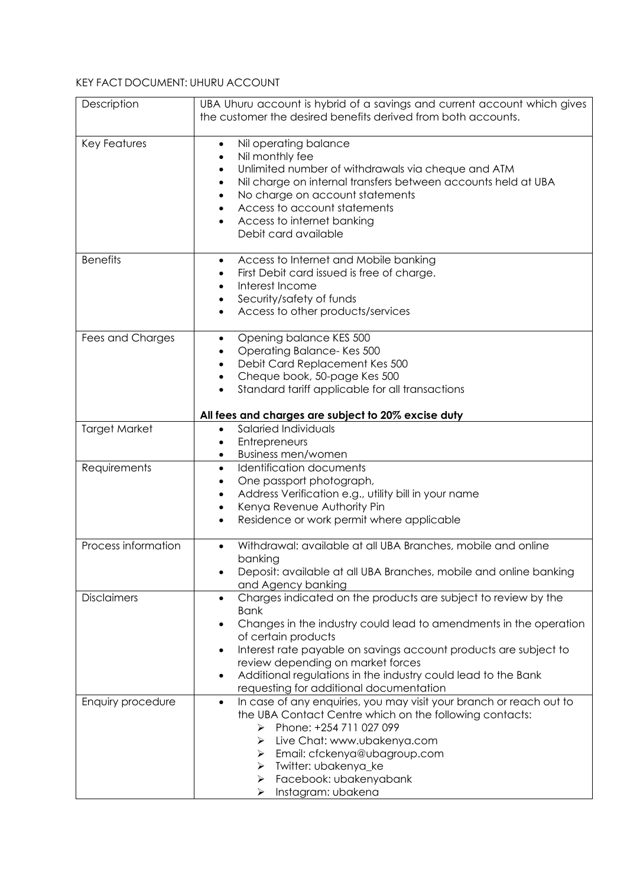KEY FACT DOCUMENT: UHURU ACCOUNT

| Description | UBA Uhuru account is hybrid of a savings and current account which gives the customer the desired benefits derived from both accounts. |
|---|---|
| Key Features | • Nil operating balance<br>• Nil monthly fee<br>• Unlimited number of withdrawals via cheque and ATM<br>• Nil charge on internal transfers between accounts held at UBA<br>• No charge on account statements<br>• Access to account statements<br>• Access to internet banking<br>Debit card available |
| Benefits | • Access to Internet and Mobile banking<br>• First Debit card issued is free of charge.<br>• Interest Income<br>• Security/safety of funds<br>• Access to other products/services |
| Fees and Charges | • Opening balance KES 500<br>• Operating Balance- Kes 500<br>• Debit Card Replacement Kes 500<br>• Cheque book, 50-page Kes 500<br>• Standard tariff applicable for all transactions<br><br>**All fees and charges are subject to 20% excise duty** |
| Target Market | • Salaried Individuals<br>• Entrepreneurs<br>• Business men/women |
| Requirements | • Identification documents<br>• One passport photograph,<br>• Address Verification e.g., utility bill in your name<br>• Kenya Revenue Authority Pin<br>• Residence or work permit where applicable |
| Process information | • Withdrawal: available at all UBA Branches, mobile and online banking<br>• Deposit: available at all UBA Branches, mobile and online banking and Agency banking |
| Disclaimers | • Charges indicated on the products are subject to review by the Bank<br>• Changes in the industry could lead to amendments in the operation of certain products<br>• Interest rate payable on savings account products are subject to review depending on market forces<br>• Additional regulations in the industry could lead to the Bank requesting for additional documentation |
| Enquiry procedure | • In case of any enquiries, you may visit your branch or reach out to the UBA Contact Centre which on the following contacts:<br>➢ Phone: +254 711 027 099<br>➢ Live Chat: www.ubakenya.com<br>➢ Email: cfckenya@ubagroup.com<br>➢ Twitter: ubakenya_ke<br>➢ Facebook: ubakenyabank<br>➢ Instagram: ubakena |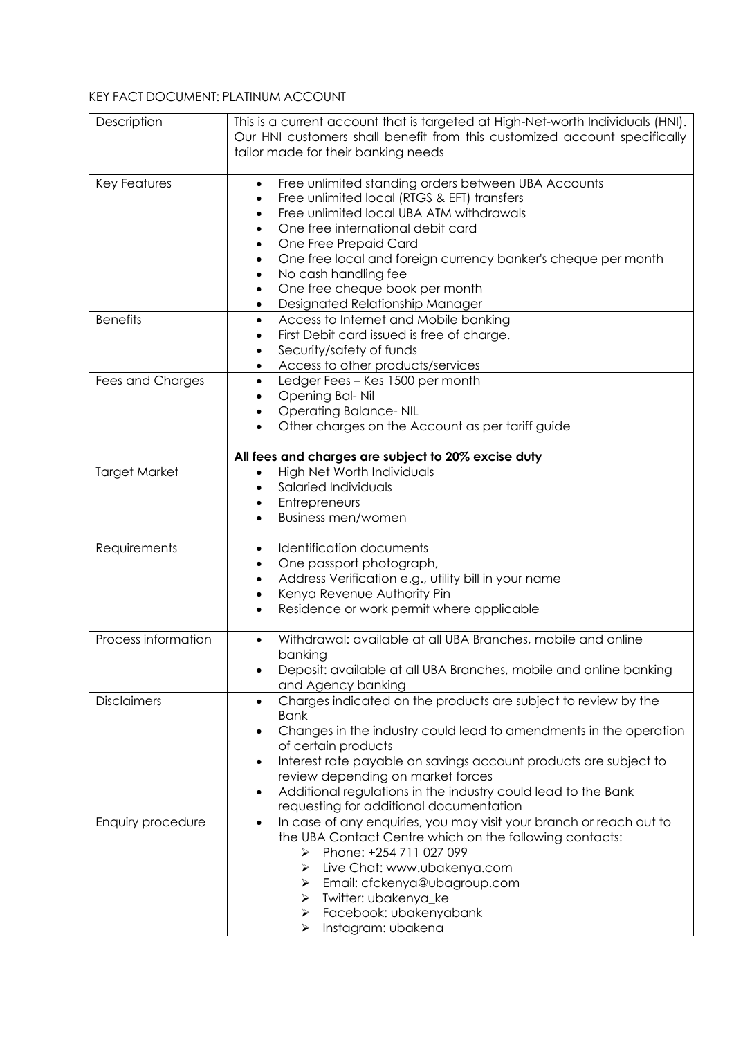KEY FACT DOCUMENT: PLATINUM ACCOUNT

| Description | This is a current account that is targeted at High-Net-worth Individuals (HNI). Our HNI customers shall benefit from this customized account specifically tailor made for their banking needs |
|---|---|
| Key Features | • Free unlimited standing orders between UBA Accounts<br>• Free unlimited local (RTGS & EFT) transfers<br>• Free unlimited local UBA ATM withdrawals<br>• One free international debit card<br>• One Free Prepaid Card<br>• One free local and foreign currency banker's cheque per month<br>• No cash handling fee<br>• One free cheque book per month<br>• Designated Relationship Manager |
| Benefits | • Access to Internet and Mobile banking<br>• First Debit card issued is free of charge.<br>• Security/safety of funds<br>• Access to other products/services |
| Fees and Charges | • Ledger Fees – Kes 1500 per month<br>• Opening Bal- Nil<br>• Operating Balance- NIL<br>• Other charges on the Account as per tariff guide<br><br>**All fees and charges are subject to 20% excise duty** |
| Target Market | • High Net Worth Individuals<br>• Salaried Individuals<br>• Entrepreneurs<br>• Business men/women |
| Requirements | • Identification documents<br>• One passport photograph,<br>• Address Verification e.g., utility bill in your name<br>• Kenya Revenue Authority Pin<br>• Residence or work permit where applicable |
| Process information | • Withdrawal: available at all UBA Branches, mobile and online banking<br>• Deposit: available at all UBA Branches, mobile and online banking and Agency banking |
| Disclaimers | • Charges indicated on the products are subject to review by the Bank<br>• Changes in the industry could lead to amendments in the operation of certain products<br>• Interest rate payable on savings account products are subject to review depending on market forces<br>• Additional regulations in the industry could lead to the Bank requesting for additional documentation |
| Enquiry procedure | • In case of any enquiries, you may visit your branch or reach out to the UBA Contact Centre which on the following contacts:<br>➢ Phone: +254 711 027 099<br>➢ Live Chat: www.ubakenya.com<br>➢ Email: cfckenya@ubagroup.com<br>➢ Twitter: ubakenya_ke<br>➢ Facebook: ubakenyabank<br>➢ Instagram: ubakena |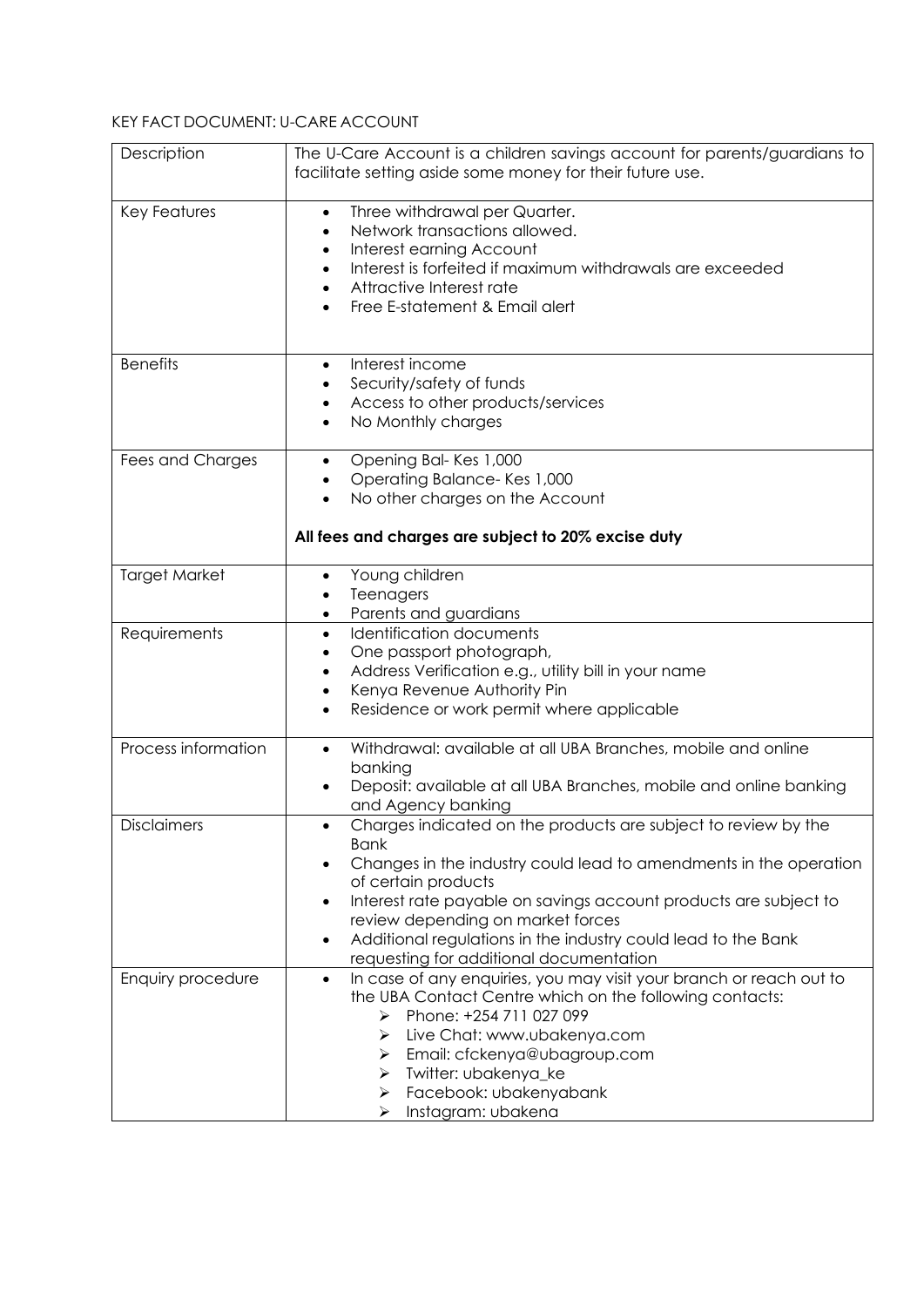KEY FACT DOCUMENT: U-CARE ACCOUNT

| Description | The U-Care Account is a children savings account for parents/guardians to facilitate setting aside some money for their future use. |
|---|---|
| Key Features | • Three withdrawal per Quarter.<br>• Network transactions allowed.<br>• Interest earning Account<br>• Interest is forfeited if maximum withdrawals are exceeded<br>• Attractive Interest rate<br>• Free E-statement & Email alert |
| Benefits | • Interest income<br>• Security/safety of funds<br>• Access to other products/services<br>• No Monthly charges |
| Fees and Charges | • Opening Bal- Kes 1,000<br>• Operating Balance- Kes 1,000<br>• No other charges on the Account<br><br>**All fees and charges are subject to 20% excise duty** |
| Target Market | • Young children<br>• Teenagers<br>• Parents and guardians |
| Requirements | • Identification documents<br>• One passport photograph,<br>• Address Verification e.g., utility bill in your name<br>• Kenya Revenue Authority Pin<br>• Residence or work permit where applicable |
| Process information | • Withdrawal: available at all UBA Branches, mobile and online banking<br>• Deposit: available at all UBA Branches, mobile and online banking and Agency banking |
| Disclaimers | • Charges indicated on the products are subject to review by the Bank<br>• Changes in the industry could lead to amendments in the operation of certain products<br>• Interest rate payable on savings account products are subject to review depending on market forces<br>• Additional regulations in the industry could lead to the Bank requesting for additional documentation |
| Enquiry procedure | • In case of any enquiries, you may visit your branch or reach out to the UBA Contact Centre which on the following contacts:<br>➢ Phone: +254 711 027 099<br>➢ Live Chat: www.ubakenya.com<br>➢ Email: cfckenya@ubagroup.com<br>➢ Twitter: ubakenya_ke<br>➢ Facebook: ubakenyabank<br>➢ Instagram: ubakena |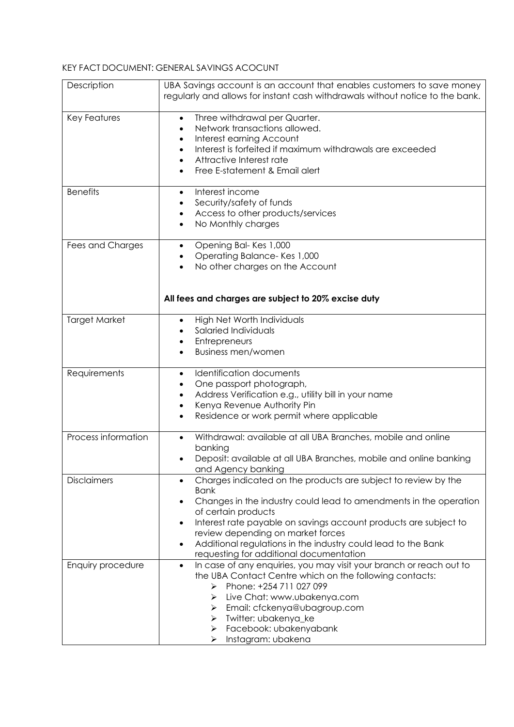KEY FACT DOCUMENT: GENERAL SAVINGS ACOCUNT

| Description | UBA Savings account is an account that enables customers to save money regularly and allows for instant cash withdrawals without notice to the bank. |
|---|---|
| Key Features | • Three withdrawal per Quarter.<br>• Network transactions allowed.<br>• Interest earning Account<br>• Interest is forfeited if maximum withdrawals are exceeded<br>• Attractive Interest rate<br>• Free E-statement & Email alert |
| Benefits | • Interest income<br>• Security/safety of funds<br>• Access to other products/services<br>• No Monthly charges |
| Fees and Charges | • Opening Bal- Kes 1,000<br>• Operating Balance- Kes 1,000<br>• No other charges on the Account<br><br>**All fees and charges are subject to 20% excise duty** |
| Target Market | • High Net Worth Individuals<br>• Salaried Individuals<br>• Entrepreneurs<br>• Business men/women |
| Requirements | • Identification documents<br>• One passport photograph,<br>• Address Verification e.g., utility bill in your name<br>• Kenya Revenue Authority Pin<br>• Residence or work permit where applicable |
| Process information | • Withdrawal: available at all UBA Branches, mobile and online banking<br>• Deposit: available at all UBA Branches, mobile and online banking and Agency banking |
| Disclaimers | • Charges indicated on the products are subject to review by the Bank<br>• Changes in the industry could lead to amendments in the operation of certain products<br>• Interest rate payable on savings account products are subject to review depending on market forces<br>• Additional regulations in the industry could lead to the Bank requesting for additional documentation |
| Enquiry procedure | • In case of any enquiries, you may visit your branch or reach out to the UBA Contact Centre which on the following contacts:<br>➢ Phone: +254 711 027 099<br>➢ Live Chat: www.ubakenya.com<br>➢ Email: cfckenya@ubagroup.com<br>➢ Twitter: ubakenya_ke<br>➢ Facebook: ubakenyabank<br>➢ Instagram: ubakena |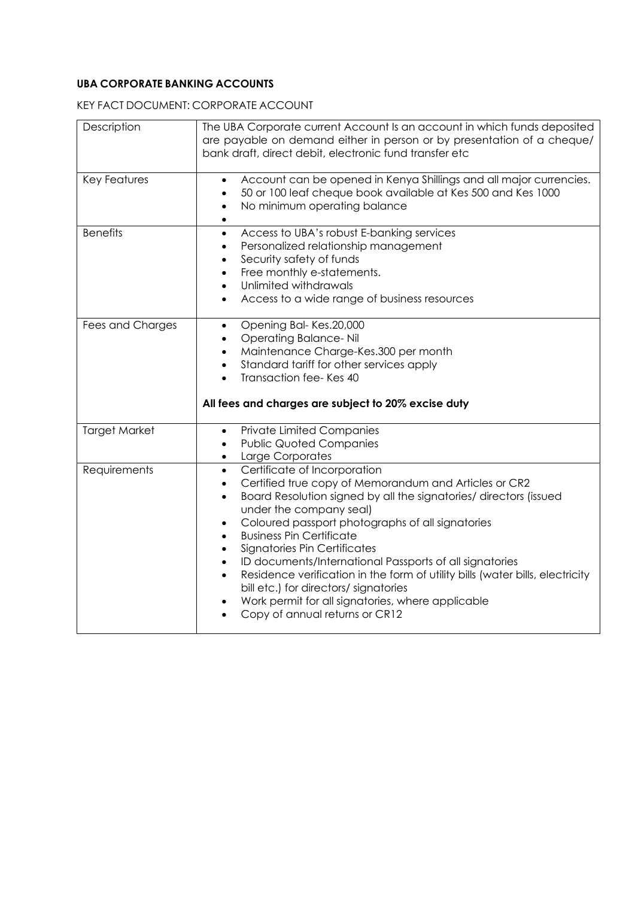**UBA CORPORATE BANKING ACCOUNTS**

KEY FACT DOCUMENT: CORPORATE ACCOUNT

| | |
|---|---|
| Description | The UBA Corporate current Account Is an account in which funds deposited are payable on demand either in person or by presentation of a cheque/ bank draft, direct debit, electronic fund transfer etc |
| Key Features | • Account can be opened in Kenya Shillings and all major currencies.<br>• 50 or 100 leaf cheque book available at Kes 500 and Kes 1000<br>• No minimum operating balance<br>• |
| Benefits | • Access to UBA's robust E-banking services<br>• Personalized relationship management<br>• Security safety of funds<br>• Free monthly e-statements.<br>• Unlimited withdrawals<br>• Access to a wide range of business resources |
| Fees and Charges | • Opening Bal- Kes.20,000<br>• Operating Balance- Nil<br>• Maintenance Charge-Kes.300 per month<br>• Standard tariff for other services apply<br>• Transaction fee- Kes 40<br><br>**All fees and charges are subject to 20% excise duty** |
| Target Market | • Private Limited Companies<br>• Public Quoted Companies<br>• Large Corporates |
| Requirements | • Certificate of Incorporation<br>• Certified true copy of Memorandum and Articles or CR2<br>• Board Resolution signed by all the signatories/ directors (issued under the company seal)<br>• Coloured passport photographs of all signatories<br>• Business Pin Certificate<br>• Signatories Pin Certificates<br>• ID documents/International Passports of all signatories<br>• Residence verification in the form of utility bills (water bills, electricity bill etc.) for directors/ signatories<br>• Work permit for all signatories, where applicable<br>• Copy of annual returns or CR12 |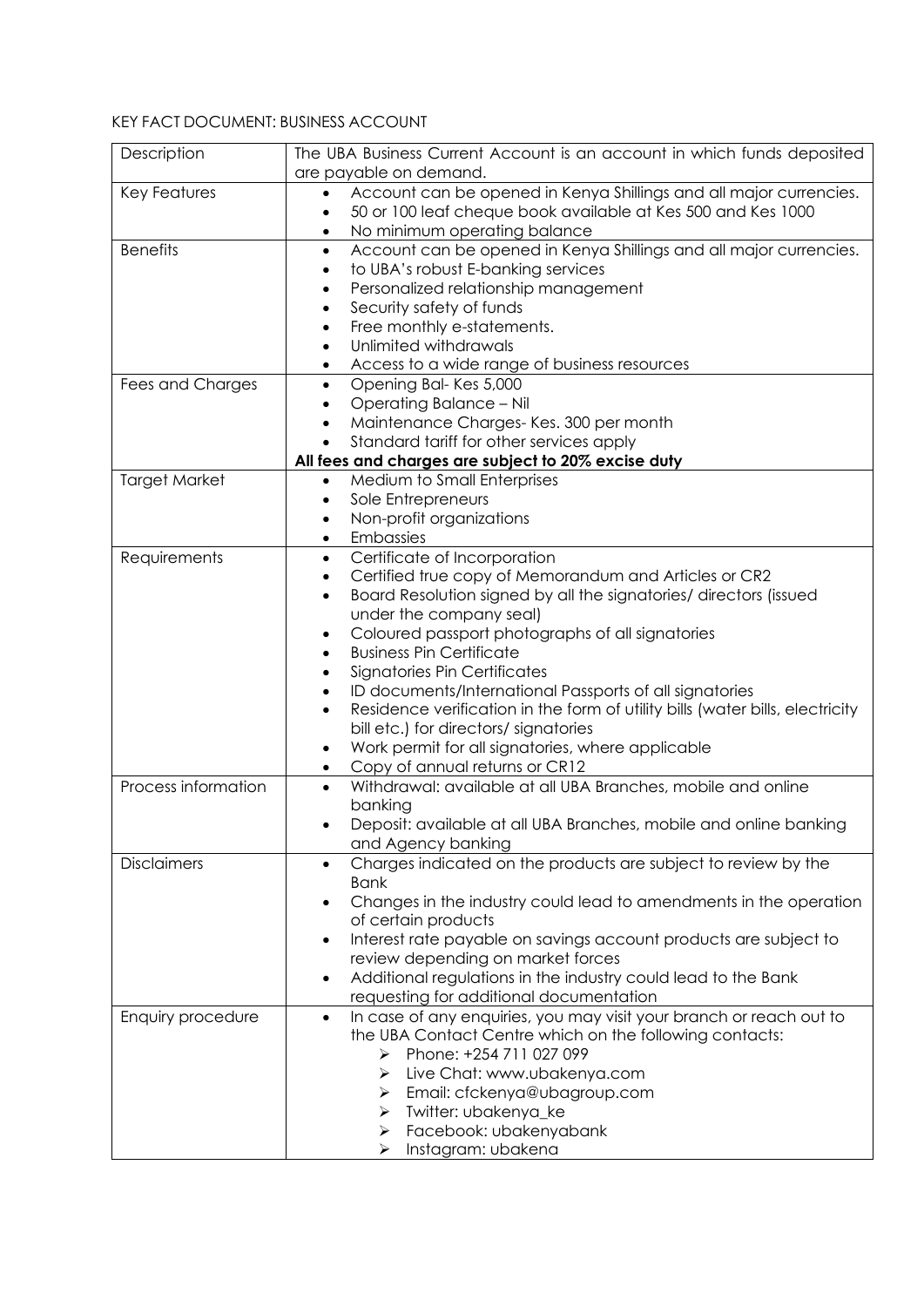KEY FACT DOCUMENT: BUSINESS ACCOUNT

| Description | The UBA Business Current Account is an account in which funds deposited are payable on demand. |
|---|---|
| Key Features | • Account can be opened in Kenya Shillings and all major currencies.<br>• 50 or 100 leaf cheque book available at Kes 500 and Kes 1000<br>• No minimum operating balance |
| Benefits | • Account can be opened in Kenya Shillings and all major currencies.<br>• to UBA's robust E-banking services<br>• Personalized relationship management<br>• Security safety of funds<br>• Free monthly e-statements.<br>• Unlimited withdrawals<br>• Access to a wide range of business resources |
| Fees and Charges | • Opening Bal- Kes 5,000<br>• Operating Balance – Nil<br>• Maintenance Charges- Kes. 300 per month<br>• Standard tariff for other services apply<br>**All fees and charges are subject to 20% excise duty** |
| Target Market | • Medium to Small Enterprises<br>• Sole Entrepreneurs<br>• Non-profit organizations<br>• Embassies |
| Requirements | • Certificate of Incorporation<br>• Certified true copy of Memorandum and Articles or CR2<br>• Board Resolution signed by all the signatories/ directors (issued under the company seal)<br>• Coloured passport photographs of all signatories<br>• Business Pin Certificate<br>• Signatories Pin Certificates<br>• ID documents/International Passports of all signatories<br>• Residence verification in the form of utility bills (water bills, electricity bill etc.) for directors/ signatories<br>• Work permit for all signatories, where applicable<br>• Copy of annual returns or CR12 |
| Process information | • Withdrawal: available at all UBA Branches, mobile and online banking<br>• Deposit: available at all UBA Branches, mobile and online banking and Agency banking |
| Disclaimers | • Charges indicated on the products are subject to review by the Bank<br>• Changes in the industry could lead to amendments in the operation of certain products<br>• Interest rate payable on savings account products are subject to review depending on market forces<br>• Additional regulations in the industry could lead to the Bank requesting for additional documentation |
| Enquiry procedure | • In case of any enquiries, you may visit your branch or reach out to the UBA Contact Centre which on the following contacts:<br>➢ Phone: +254 711 027 099<br>➢ Live Chat: www.ubakenya.com<br>➢ Email: cfckenya@ubagroup.com<br>➢ Twitter: ubakenya_ke<br>➢ Facebook: ubakenyabank<br>➢ Instagram: ubakena |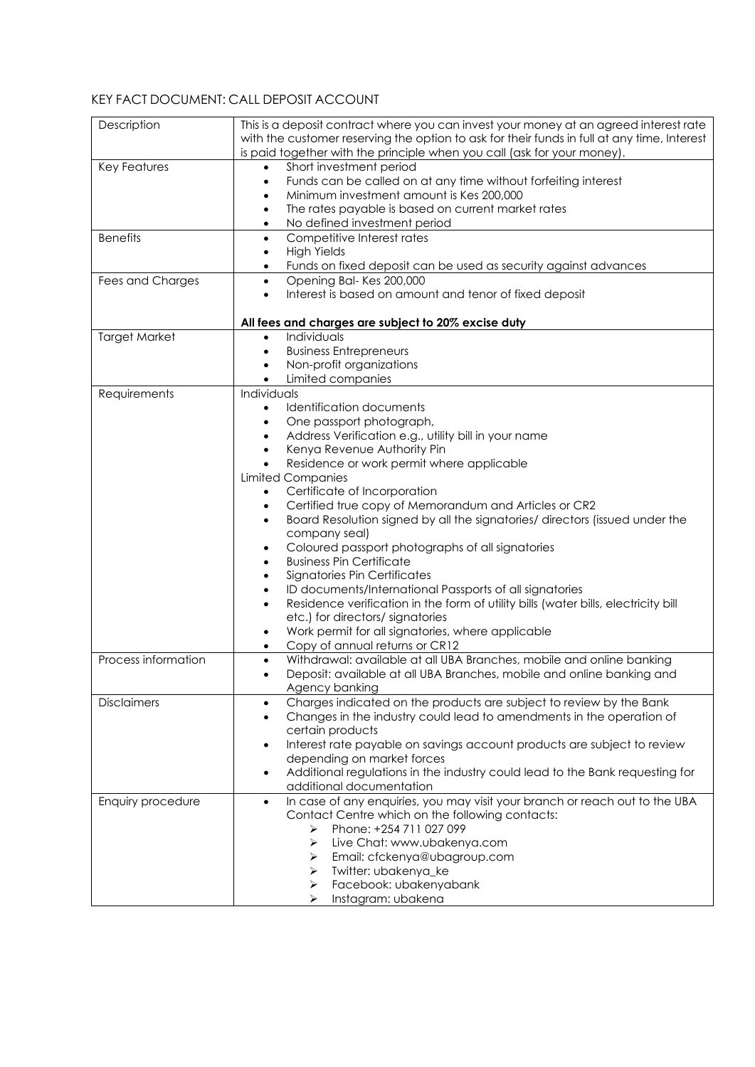# KEY FACT DOCUMENT: CALL DEPOSIT ACCOUNT

| | |
|---|---|
| Description | This is a deposit contract where you can invest your money at an agreed interest rate with the customer reserving the option to ask for their funds in full at any time, Interest is paid together with the principle when you call (ask for your money). |
| Key Features | • Short investment period<br>• Funds can be called on at any time without forfeiting interest<br>• Minimum investment amount is Kes 200,000<br>• The rates payable is based on current market rates<br>• No defined investment period |
| Benefits | • Competitive Interest rates<br>• High Yields<br>• Funds on fixed deposit can be used as security against advances |
| Fees and Charges | • Opening Bal- Kes 200,000<br>• Interest is based on amount and tenor of fixed deposit<br><br>**All fees and charges are subject to 20% excise duty** |
| Target Market | • Individuals<br>• Business Entrepreneurs<br>• Non-profit organizations<br>• Limited companies |
| Requirements | Individuals<br>• Identification documents<br>• One passport photograph,<br>• Address Verification e.g., utility bill in your name<br>• Kenya Revenue Authority Pin<br>• Residence or work permit where applicable<br>Limited Companies<br>• Certificate of Incorporation<br>• Certified true copy of Memorandum and Articles or CR2<br>• Board Resolution signed by all the signatories/ directors (issued under the company seal)<br>• Coloured passport photographs of all signatories<br>• Business Pin Certificate<br>• Signatories Pin Certificates<br>• ID documents/International Passports of all signatories<br>• Residence verification in the form of utility bills (water bills, electricity bill etc.) for directors/ signatories<br>• Work permit for all signatories, where applicable<br>• Copy of annual returns or CR12 |
| Process information | • Withdrawal: available at all UBA Branches, mobile and online banking<br>• Deposit: available at all UBA Branches, mobile and online banking and Agency banking |
| Disclaimers | • Charges indicated on the products are subject to review by the Bank<br>• Changes in the industry could lead to amendments in the operation of certain products<br>• Interest rate payable on savings account products are subject to review depending on market forces<br>• Additional regulations in the industry could lead to the Bank requesting for additional documentation |
| Enquiry procedure | • In case of any enquiries, you may visit your branch or reach out to the UBA Contact Centre which on the following contacts:<br>➢ Phone: +254 711 027 099<br>➢ Live Chat: www.ubakenya.com<br>➢ Email: cfckenya@ubagroup.com<br>➢ Twitter: ubakenya_ke<br>➢ Facebook: ubakenyabank<br>➢ Instagram: ubakena |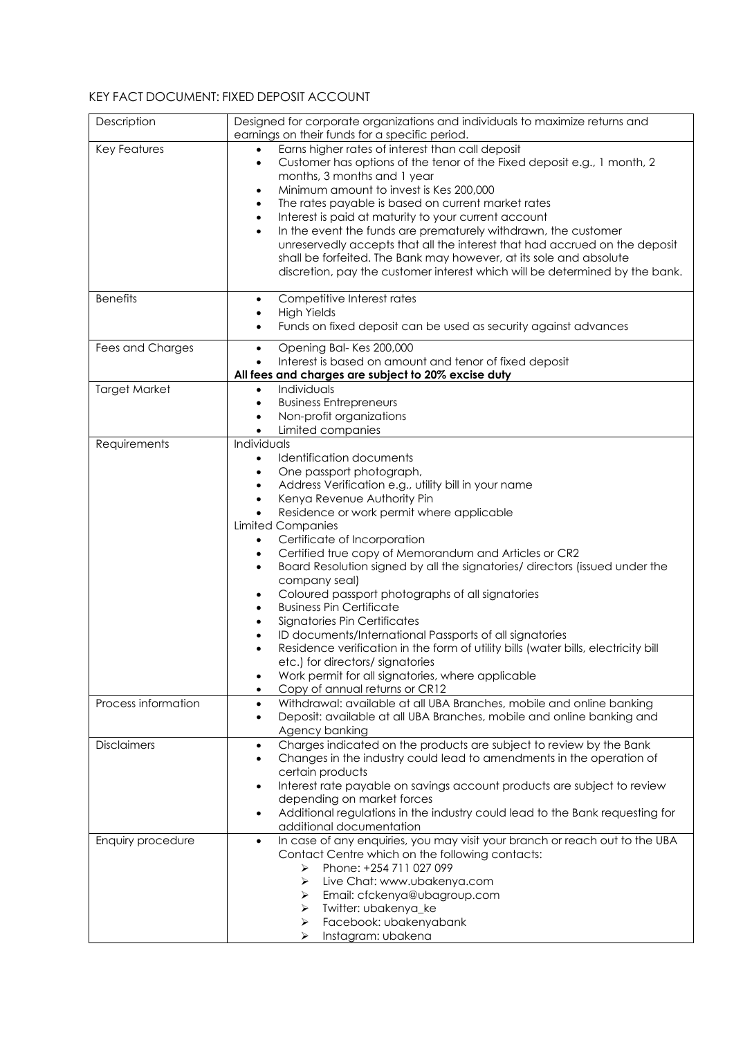## KEY FACT DOCUMENT: FIXED DEPOSIT ACCOUNT

| | |
|---|---|
| Description | Designed for corporate organizations and individuals to maximize returns and earnings on their funds for a specific period. |
| Key Features | • Earns higher rates of interest than call deposit<br>• Customer has options of the tenor of the Fixed deposit e.g., 1 month, 2 months, 3 months and 1 year<br>• Minimum amount to invest is Kes 200,000<br>• The rates payable is based on current market rates<br>• Interest is paid at maturity to your current account<br>• In the event the funds are prematurely withdrawn, the customer unreservedly accepts that all the interest that had accrued on the deposit shall be forfeited. The Bank may however, at its sole and absolute discretion, pay the customer interest which will be determined by the bank. |
| Benefits | • Competitive Interest rates<br>• High Yields<br>• Funds on fixed deposit can be used as security against advances |
| Fees and Charges | • Opening Bal- Kes 200,000<br>• Interest is based on amount and tenor of fixed deposit<br>**All fees and charges are subject to 20% excise duty** |
| Target Market | • Individuals<br>• Business Entrepreneurs<br>• Non-profit organizations<br>• Limited companies |
| Requirements | Individuals<br>• Identification documents<br>• One passport photograph,<br>• Address Verification e.g., utility bill in your name<br>• Kenya Revenue Authority Pin<br>• Residence or work permit where applicable<br>Limited Companies<br>• Certificate of Incorporation<br>• Certified true copy of Memorandum and Articles or CR2<br>• Board Resolution signed by all the signatories/ directors (issued under the company seal)<br>• Coloured passport photographs of all signatories<br>• Business Pin Certificate<br>• Signatories Pin Certificates<br>• ID documents/International Passports of all signatories<br>• Residence verification in the form of utility bills (water bills, electricity bill etc.) for directors/ signatories<br>• Work permit for all signatories, where applicable<br>• Copy of annual returns or CR12 |
| Process information | • Withdrawal: available at all UBA Branches, mobile and online banking<br>• Deposit: available at all UBA Branches, mobile and online banking and Agency banking |
| Disclaimers | • Charges indicated on the products are subject to review by the Bank<br>• Changes in the industry could lead to amendments in the operation of certain products<br>• Interest rate payable on savings account products are subject to review depending on market forces<br>• Additional regulations in the industry could lead to the Bank requesting for additional documentation |
| Enquiry procedure | • In case of any enquiries, you may visit your branch or reach out to the UBA Contact Centre which on the following contacts:<br>➢ Phone: +254 711 027 099<br>➢ Live Chat: www.ubakenya.com<br>➢ Email: cfckenya@ubagroup.com<br>➢ Twitter: ubakenya_ke<br>➢ Facebook: ubakenyabank<br>➢ Instagram: ubakena |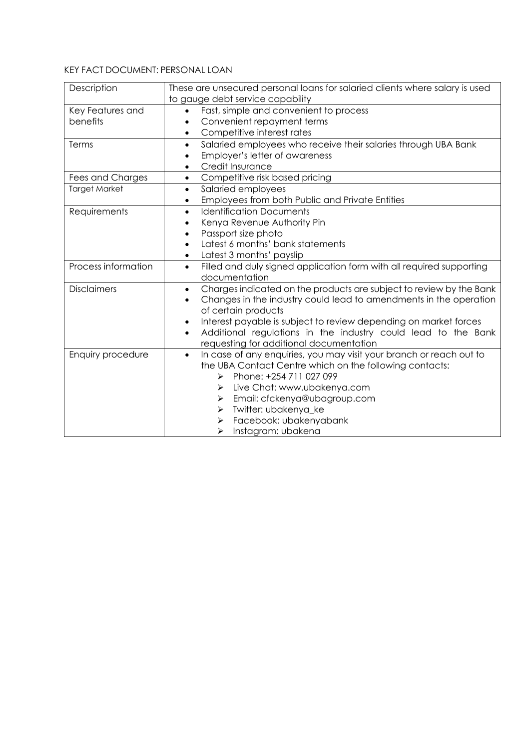KEY FACT DOCUMENT: PERSONAL LOAN

| Description | These are unsecured personal loans for salaried clients where salary is used to gauge debt service capability |
|---|---|
| Key Features and benefits | • Fast, simple and convenient to process<br>• Convenient repayment terms<br>• Competitive interest rates |
| Terms | • Salaried employees who receive their salaries through UBA Bank<br>• Employer's letter of awareness<br>• Credit Insurance |
| Fees and Charges | • Competitive risk based pricing |
| Target Market | • Salaried employees<br>• Employees from both Public and Private Entities |
| Requirements | • Identification Documents<br>• Kenya Revenue Authority Pin<br>• Passport size photo<br>• Latest 6 months' bank statements<br>• Latest 3 months' payslip |
| Process information | • Filled and duly signed application form with all required supporting documentation |
| Disclaimers | • Charges indicated on the products are subject to review by the Bank<br>• Changes in the industry could lead to amendments in the operation of certain products<br>• Interest payable is subject to review depending on market forces<br>• Additional regulations in the industry could lead to the Bank requesting for additional documentation |
| Enquiry procedure | • In case of any enquiries, you may visit your branch or reach out to the UBA Contact Centre which on the following contacts:<br>➢ Phone: +254 711 027 099<br>➢ Live Chat: www.ubakenya.com<br>➢ Email: cfckenya@ubagroup.com<br>➢ Twitter: ubakenya_ke<br>➢ Facebook: ubakenyabank<br>➢ Instagram: ubakena |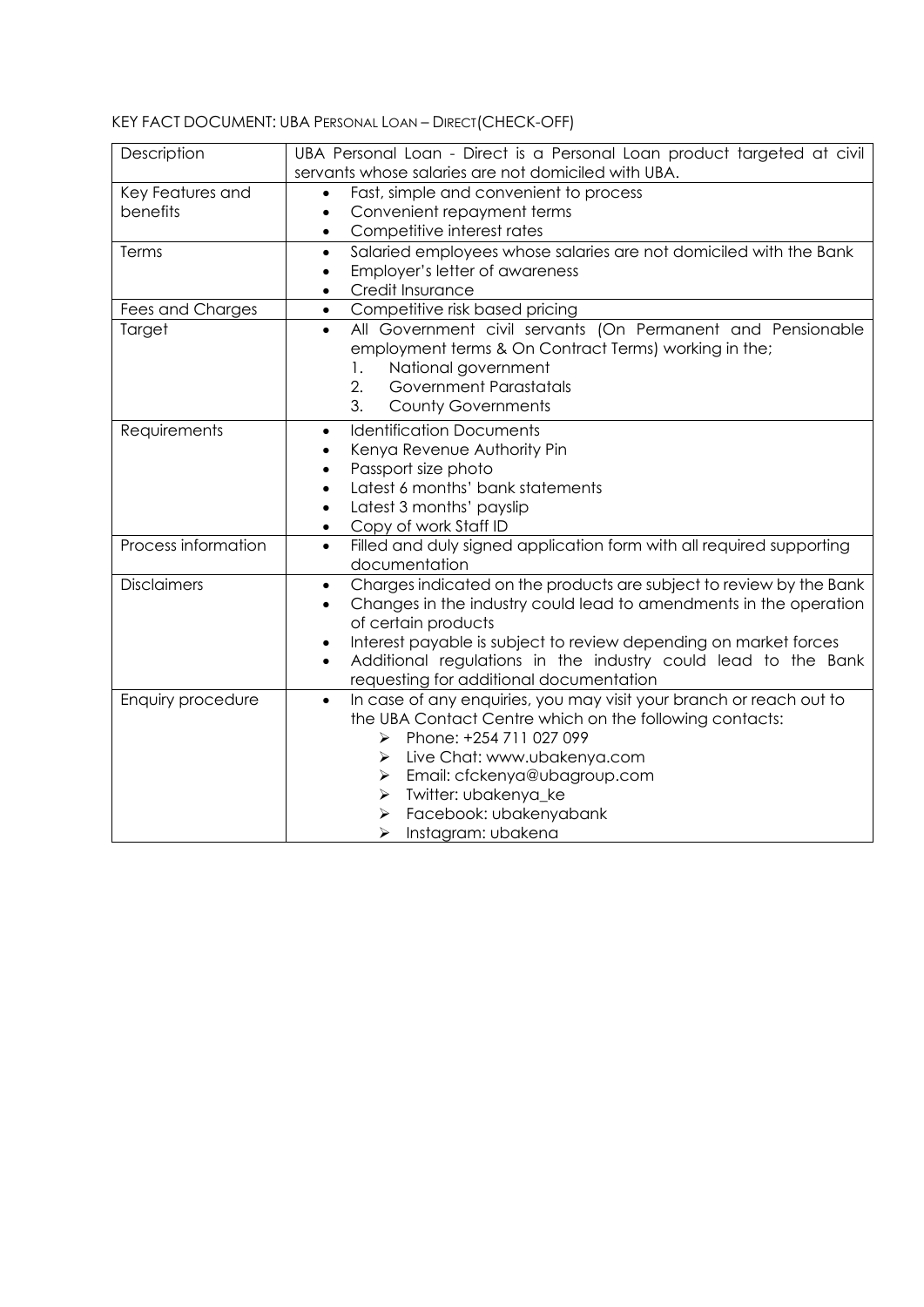KEY FACT DOCUMENT: UBA PERSONAL LOAN – DIRECT(CHECK-OFF)

| Description | UBA Personal Loan - Direct is a Personal Loan product targeted at civil servants whose salaries are not domiciled with UBA. |
| --- | --- |
| Key Features and benefits | • Fast, simple and convenient to process<br>• Convenient repayment terms<br>• Competitive interest rates |
| Terms | • Salaried employees whose salaries are not domiciled with the Bank<br>• Employer's letter of awareness<br>• Credit Insurance |
| Fees and Charges | • Competitive risk based pricing |
| Target | • All Government civil servants (On Permanent and Pensionable employment terms & On Contract Terms) working in the;<br>1. National government<br>2. Government Parastatals<br>3. County Governments |
| Requirements | • Identification Documents<br>• Kenya Revenue Authority Pin<br>• Passport size photo<br>• Latest 6 months' bank statements<br>• Latest 3 months' payslip<br>• Copy of work Staff ID |
| Process information | • Filled and duly signed application form with all required supporting documentation |
| Disclaimers | • Charges indicated on the products are subject to review by the Bank<br>• Changes in the industry could lead to amendments in the operation of certain products<br>• Interest payable is subject to review depending on market forces<br>• Additional regulations in the industry could lead to the Bank requesting for additional documentation |
| Enquiry procedure | • In case of any enquiries, you may visit your branch or reach out to the UBA Contact Centre which on the following contacts:<br>➢ Phone: +254 711 027 099<br>➢ Live Chat: www.ubakenya.com<br>➢ Email: cfckenya@ubagroup.com<br>➢ Twitter: ubakenya_ke<br>➢ Facebook: ubakenyabank<br>➢ Instagram: ubakena |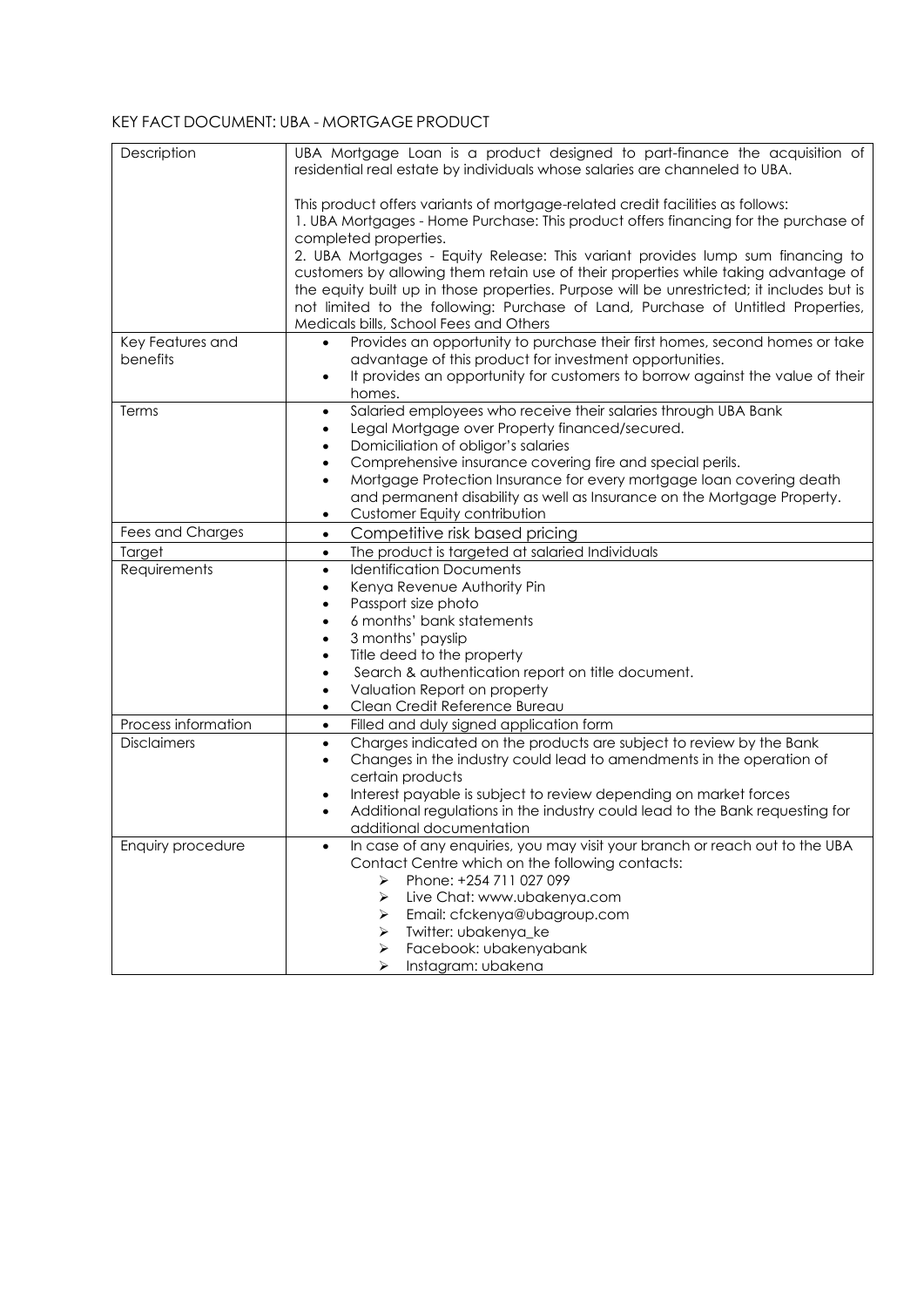## KEY FACT DOCUMENT: UBA - MORTGAGE PRODUCT

| | |
|---|---|
| Description | UBA Mortgage Loan is a product designed to part-finance the acquisition of residential real estate by individuals whose salaries are channeled to UBA.<br><br>This product offers variants of mortgage-related credit facilities as follows:<br>1. UBA Mortgages - Home Purchase: This product offers financing for the purchase of completed properties.<br>2. UBA Mortgages - Equity Release: This variant provides lump sum financing to customers by allowing them retain use of their properties while taking advantage of the equity built up in those properties. Purpose will be unrestricted; it includes but is not limited to the following: Purchase of Land, Purchase of Untitled Properties, Medicals bills, School Fees and Others |
| Key Features and benefits | • Provides an opportunity to purchase their first homes, second homes or take advantage of this product for investment opportunities.<br>• It provides an opportunity for customers to borrow against the value of their homes. |
| Terms | • Salaried employees who receive their salaries through UBA Bank<br>• Legal Mortgage over Property financed/secured.<br>• Domiciliation of obligor's salaries<br>• Comprehensive insurance covering fire and special perils.<br>• Mortgage Protection Insurance for every mortgage loan covering death and permanent disability as well as Insurance on the Mortgage Property.<br>• Customer Equity contribution |
| Fees and Charges | • Competitive risk based pricing |
| Target | • The product is targeted at salaried Individuals |
| Requirements | • Identification Documents<br>• Kenya Revenue Authority Pin<br>• Passport size photo<br>• 6 months' bank statements<br>• 3 months' payslip<br>• Title deed to the property<br>• Search & authentication report on title document.<br>• Valuation Report on property<br>• Clean Credit Reference Bureau |
| Process information | • Filled and duly signed application form |
| Disclaimers | • Charges indicated on the products are subject to review by the Bank<br>• Changes in the industry could lead to amendments in the operation of certain products<br>• Interest payable is subject to review depending on market forces<br>• Additional regulations in the industry could lead to the Bank requesting for additional documentation |
| Enquiry procedure | • In case of any enquiries, you may visit your branch or reach out to the UBA Contact Centre which on the following contacts:<br>➢ Phone: +254 711 027 099<br>➢ Live Chat: www.ubakenya.com<br>➢ Email: cfckenya@ubagroup.com<br>➢ Twitter: ubakenya_ke<br>➢ Facebook: ubakenyabank<br>➢ Instagram: ubakena |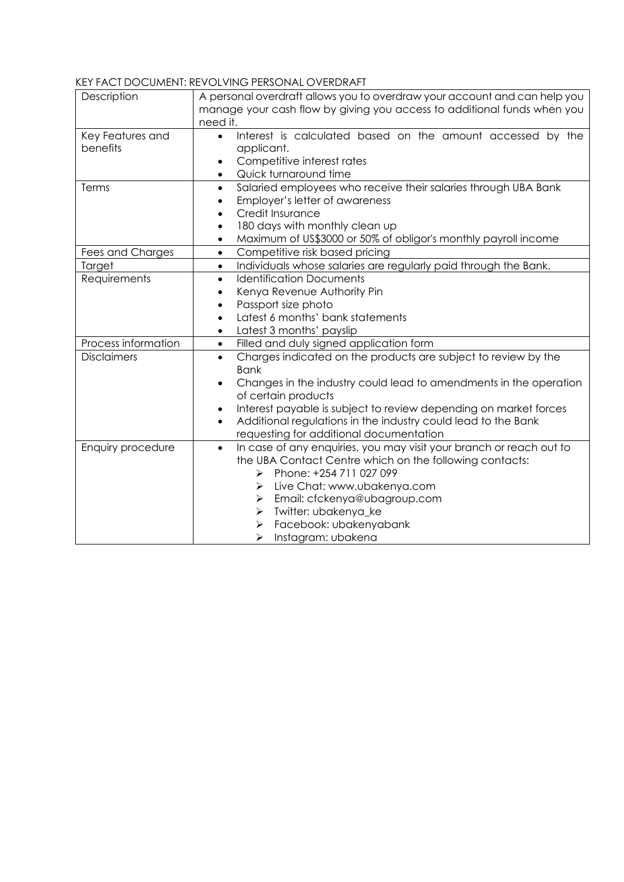KEY FACT DOCUMENT: REVOLVING PERSONAL OVERDRAFT

| Description | A personal overdraft allows you to overdraw your account and can help you manage your cash flow by giving you access to additional funds when you need it. |
|---|---|
| Key Features and benefits | • Interest is calculated based on the amount accessed by the applicant.<br>• Competitive interest rates<br>• Quick turnaround time |
| Terms | • Salaried employees who receive their salaries through UBA Bank<br>• Employer's letter of awareness<br>• Credit Insurance<br>• 180 days with monthly clean up<br>• Maximum of US$3000 or 50% of obligor's monthly payroll income |
| Fees and Charges | • Competitive risk based pricing |
| Target | • Individuals whose salaries are regularly paid through the Bank. |
| Requirements | • Identification Documents<br>• Kenya Revenue Authority Pin<br>• Passport size photo<br>• Latest 6 months' bank statements<br>• Latest 3 months' payslip |
| Process information | • Filled and duly signed application form |
| Disclaimers | • Charges indicated on the products are subject to review by the Bank<br>• Changes in the industry could lead to amendments in the operation of certain products<br>• Interest payable is subject to review depending on market forces<br>• Additional regulations in the industry could lead to the Bank requesting for additional documentation |
| Enquiry procedure | • In case of any enquiries, you may visit your branch or reach out to the UBA Contact Centre which on the following contacts:<br>➢ Phone: +254 711 027 099<br>➢ Live Chat: www.ubakenya.com<br>➢ Email: cfckenya@ubagroup.com<br>➢ Twitter: ubakenya_ke<br>➢ Facebook: ubakenyabank<br>➢ Instagram: ubakena |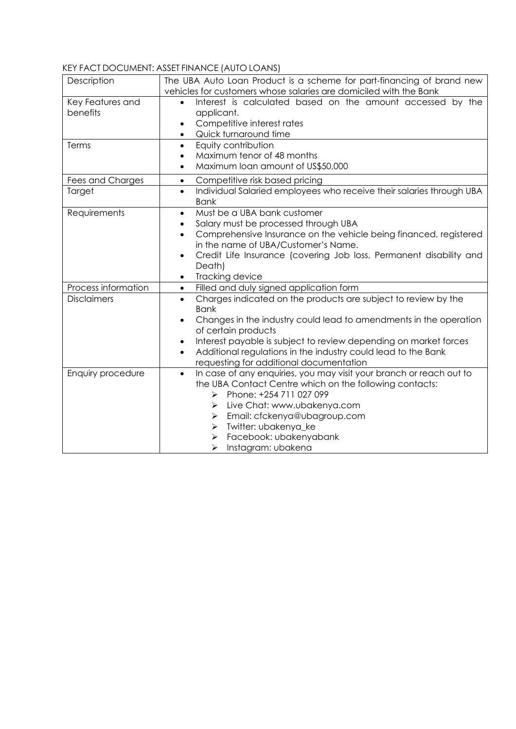KEY FACT DOCUMENT: ASSET FINANCE (AUTO LOANS)

| Description | The UBA Auto Loan Product is a scheme for part-financing of brand new vehicles for customers whose salaries are domiciled with the Bank |
|---|---|
| Key Features and benefits | • Interest is calculated based on the amount accessed by the applicant.<br>• Competitive interest rates<br>• Quick turnaround time |
| Terms | • Equity contribution<br>• Maximum tenor of 48 months<br>• Maximum loan amount of US$50,000 |
| Fees and Charges | • Competitive risk based pricing |
| Target | • Individual Salaried employees who receive their salaries through UBA Bank |
| Requirements | • Must be a UBA bank customer<br>• Salary must be processed through UBA<br>• Comprehensive Insurance on the vehicle being financed, registered in the name of UBA/Customer's Name.<br>• Credit Life Insurance (covering Job loss, Permanent disability and Death)<br>• Tracking device |
| Process information | • Filled and duly signed application form |
| Disclaimers | • Charges indicated on the products are subject to review by the Bank<br>• Changes in the industry could lead to amendments in the operation of certain products<br>• Interest payable is subject to review depending on market forces<br>• Additional regulations in the industry could lead to the Bank requesting for additional documentation |
| Enquiry procedure | • In case of any enquiries, you may visit your branch or reach out to the UBA Contact Centre which on the following contacts:<br>➢ Phone: +254 711 027 099<br>➢ Live Chat: www.ubakenya.com<br>➢ Email: cfckenya@ubagroup.com<br>➢ Twitter: ubakenya_ke<br>➢ Facebook: ubakenyabank<br>➢ Instagram: ubakena |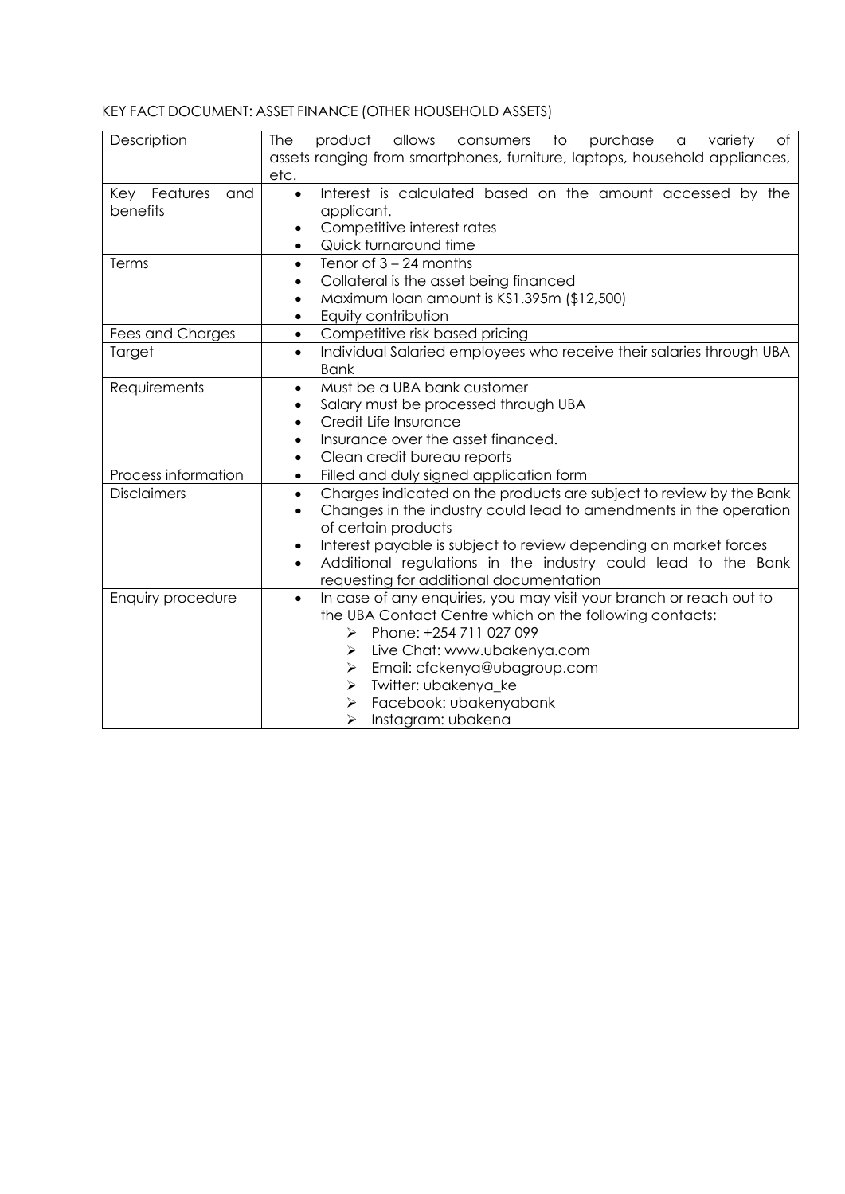KEY FACT DOCUMENT: ASSET FINANCE (OTHER HOUSEHOLD ASSETS)

| Description | The product allows consumers to purchase a variety of assets ranging from smartphones, furniture, laptops, household appliances, etc. |
|---|---|
| Key Features and benefits | • Interest is calculated based on the amount accessed by the applicant.<br>• Competitive interest rates<br>• Quick turnaround time |
| Terms | • Tenor of 3 – 24 months<br>• Collateral is the asset being financed<br>• Maximum loan amount is KS1.395m ($12,500)<br>• Equity contribution |
| Fees and Charges | • Competitive risk based pricing |
| Target | • Individual Salaried employees who receive their salaries through UBA Bank |
| Requirements | • Must be a UBA bank customer<br>• Salary must be processed through UBA<br>• Credit Life Insurance<br>• Insurance over the asset financed.<br>• Clean credit bureau reports |
| Process information | • Filled and duly signed application form |
| Disclaimers | • Charges indicated on the products are subject to review by the Bank<br>• Changes in the industry could lead to amendments in the operation of certain products<br>• Interest payable is subject to review depending on market forces<br>• Additional regulations in the industry could lead to the Bank requesting for additional documentation |
| Enquiry procedure | • In case of any enquiries, you may visit your branch or reach out to the UBA Contact Centre which on the following contacts:<br>➢ Phone: +254 711 027 099<br>➢ Live Chat: www.ubakenya.com<br>➢ Email: cfckenya@ubagroup.com<br>➢ Twitter: ubakenya_ke<br>➢ Facebook: ubakenyabank<br>➢ Instagram: ubakena |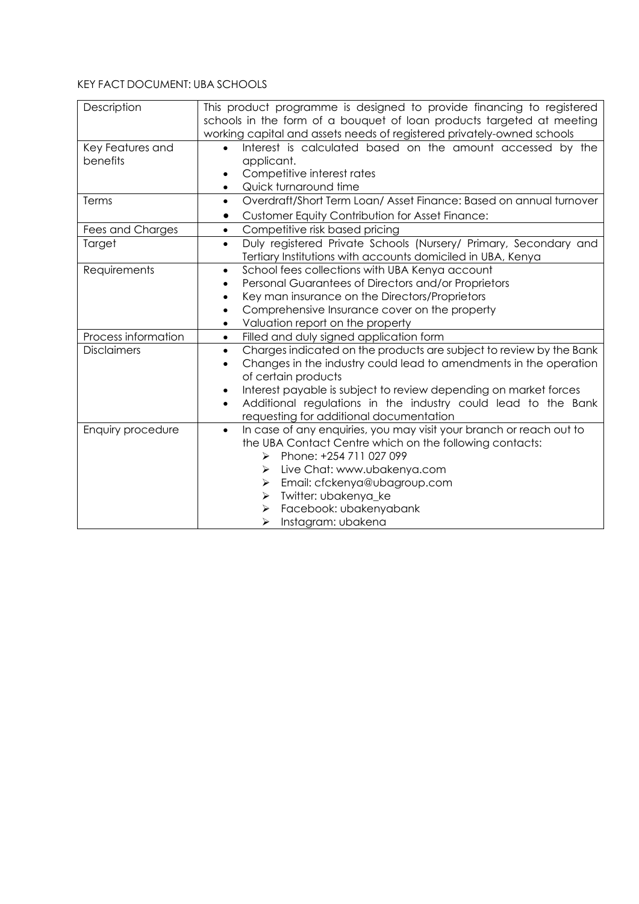KEY FACT DOCUMENT: UBA SCHOOLS

| Description | This product programme is designed to provide financing to registered schools in the form of a bouquet of loan products targeted at meeting working capital and assets needs of registered privately-owned schools |
|---|---|
| Key Features and benefits | • Interest is calculated based on the amount accessed by the applicant.<br>• Competitive interest rates<br>• Quick turnaround time |
| Terms | • Overdraft/Short Term Loan/ Asset Finance: Based on annual turnover<br>• Customer Equity Contribution for Asset Finance: |
| Fees and Charges | • Competitive risk based pricing |
| Target | • Duly registered Private Schools (Nursery/ Primary, Secondary and Tertiary Institutions with accounts domiciled in UBA, Kenya |
| Requirements | • School fees collections with UBA Kenya account<br>• Personal Guarantees of Directors and/or Proprietors<br>• Key man insurance on the Directors/Proprietors<br>• Comprehensive Insurance cover on the property<br>• Valuation report on the property |
| Process information | • Filled and duly signed application form |
| Disclaimers | • Charges indicated on the products are subject to review by the Bank<br>• Changes in the industry could lead to amendments in the operation of certain products<br>• Interest payable is subject to review depending on market forces<br>• Additional regulations in the industry could lead to the Bank requesting for additional documentation |
| Enquiry procedure | • In case of any enquiries, you may visit your branch or reach out to the UBA Contact Centre which on the following contacts:<br>➢ Phone: +254 711 027 099<br>➢ Live Chat: www.ubakenya.com<br>➢ Email: cfckenya@ubagroup.com<br>➢ Twitter: ubakenya_ke<br>➢ Facebook: ubakenyabank<br>➢ Instagram: ubakena |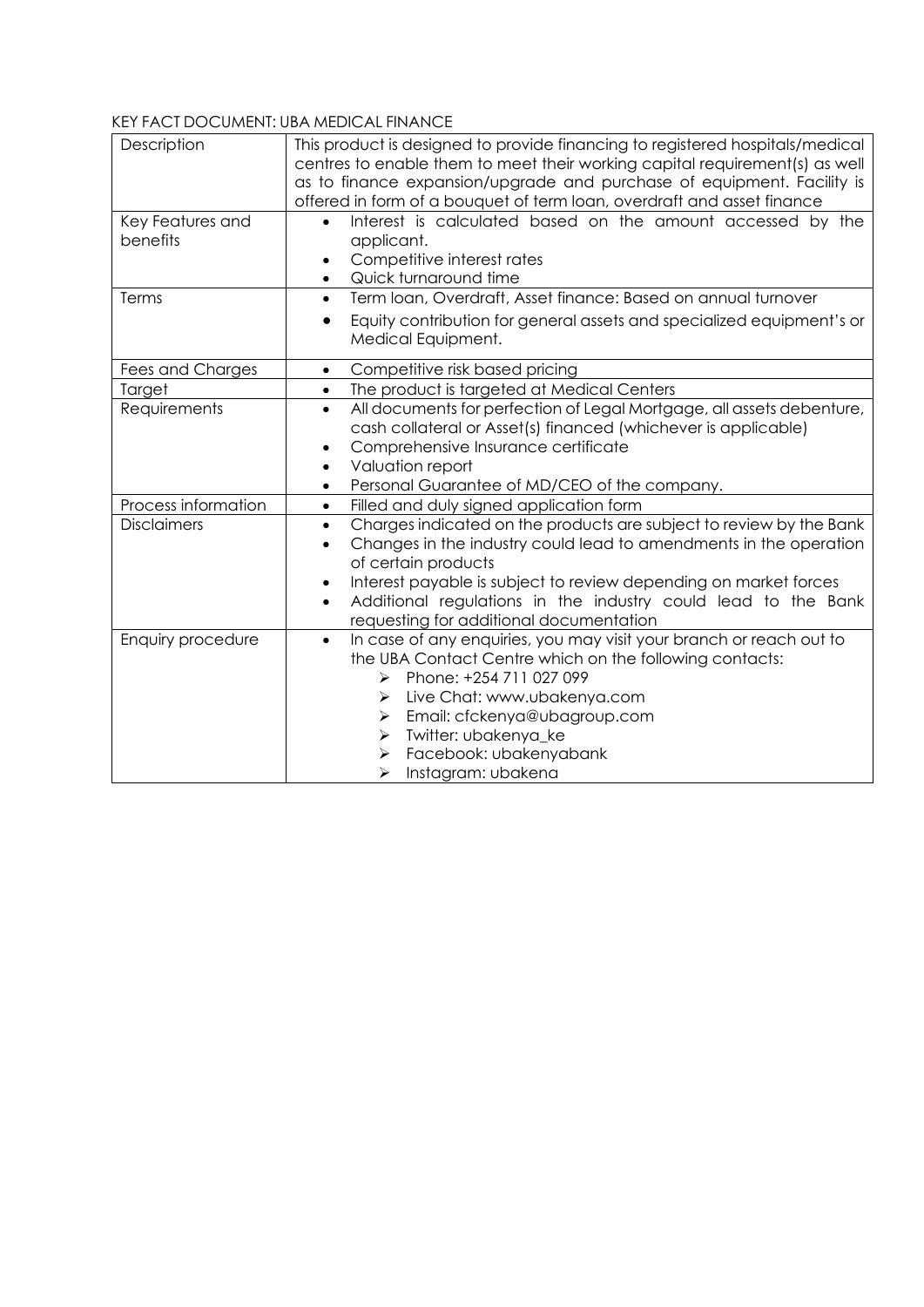KEY FACT DOCUMENT: UBA MEDICAL FINANCE

| | |
|---|---|
| Description | This product is designed to provide financing to registered hospitals/medical centres to enable them to meet their working capital requirement(s) as well as to finance expansion/upgrade and purchase of equipment. Facility is offered in form of a bouquet of term loan, overdraft and asset finance |
| Key Features and benefits | • Interest is calculated based on the amount accessed by the applicant.<br>• Competitive interest rates<br>• Quick turnaround time |
| Terms | • Term loan, Overdraft, Asset finance: Based on annual turnover<br>• Equity contribution for general assets and specialized equipment's or Medical Equipment. |
| Fees and Charges | • Competitive risk based pricing |
| Target | • The product is targeted at Medical Centers |
| Requirements | • All documents for perfection of Legal Mortgage, all assets debenture, cash collateral or Asset(s) financed (whichever is applicable)<br>• Comprehensive Insurance certificate<br>• Valuation report<br>• Personal Guarantee of MD/CEO of the company. |
| Process information | • Filled and duly signed application form |
| Disclaimers | • Charges indicated on the products are subject to review by the Bank<br>• Changes in the industry could lead to amendments in the operation of certain products<br>• Interest payable is subject to review depending on market forces<br>• Additional regulations in the industry could lead to the Bank requesting for additional documentation |
| Enquiry procedure | • In case of any enquiries, you may visit your branch or reach out to the UBA Contact Centre which on the following contacts:<br>➢ Phone: +254 711 027 099<br>➢ Live Chat: www.ubakenya.com<br>➢ Email: cfckenya@ubagroup.com<br>➢ Twitter: ubakenya_ke<br>➢ Facebook: ubakenyabank<br>➢ Instagram: ubakena |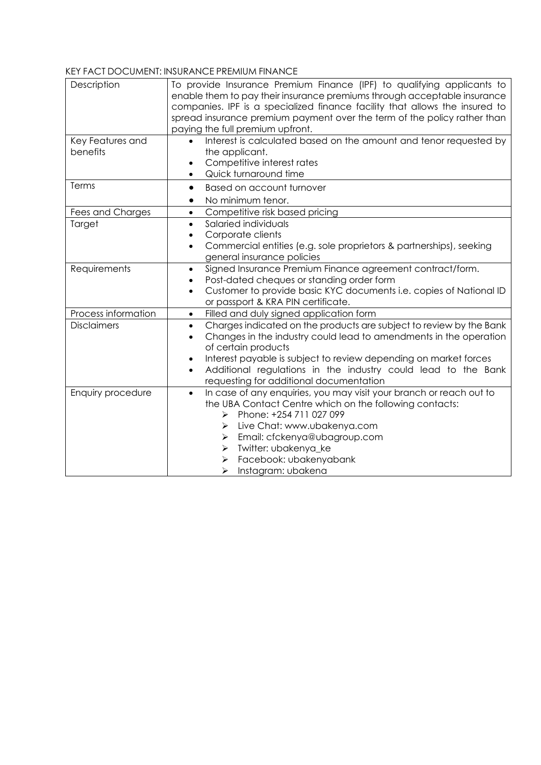KEY FACT DOCUMENT: INSURANCE PREMIUM FINANCE

| Description | To provide Insurance Premium Finance (IPF) to qualifying applicants to enable them to pay their insurance premiums through acceptable insurance companies. IPF is a specialized finance facility that allows the insured to spread insurance premium payment over the term of the policy rather than paying the full premium upfront. |
|---|---|
| Key Features and benefits | • Interest is calculated based on the amount and tenor requested by the applicant.<br>• Competitive interest rates<br>• Quick turnaround time |
| Terms | • Based on account turnover<br>• No minimum tenor. |
| Fees and Charges | • Competitive risk based pricing |
| Target | • Salaried individuals<br>• Corporate clients<br>• Commercial entities (e.g. sole proprietors & partnerships), seeking general insurance policies |
| Requirements | • Signed Insurance Premium Finance agreement contract/form.<br>• Post-dated cheques or standing order form<br>• Customer to provide basic KYC documents i.e. copies of National ID or passport & KRA PIN certificate. |
| Process information | • Filled and duly signed application form |
| Disclaimers | • Charges indicated on the products are subject to review by the Bank<br>• Changes in the industry could lead to amendments in the operation of certain products<br>• Interest payable is subject to review depending on market forces<br>• Additional regulations in the industry could lead to the Bank requesting for additional documentation |
| Enquiry procedure | • In case of any enquiries, you may visit your branch or reach out to the UBA Contact Centre which on the following contacts:<br>➢ Phone: +254 711 027 099<br>➢ Live Chat: www.ubakenya.com<br>➢ Email: cfckenya@ubagroup.com<br>➢ Twitter: ubakenya_ke<br>➢ Facebook: ubakenyabank<br>➢ Instagram: ubakena |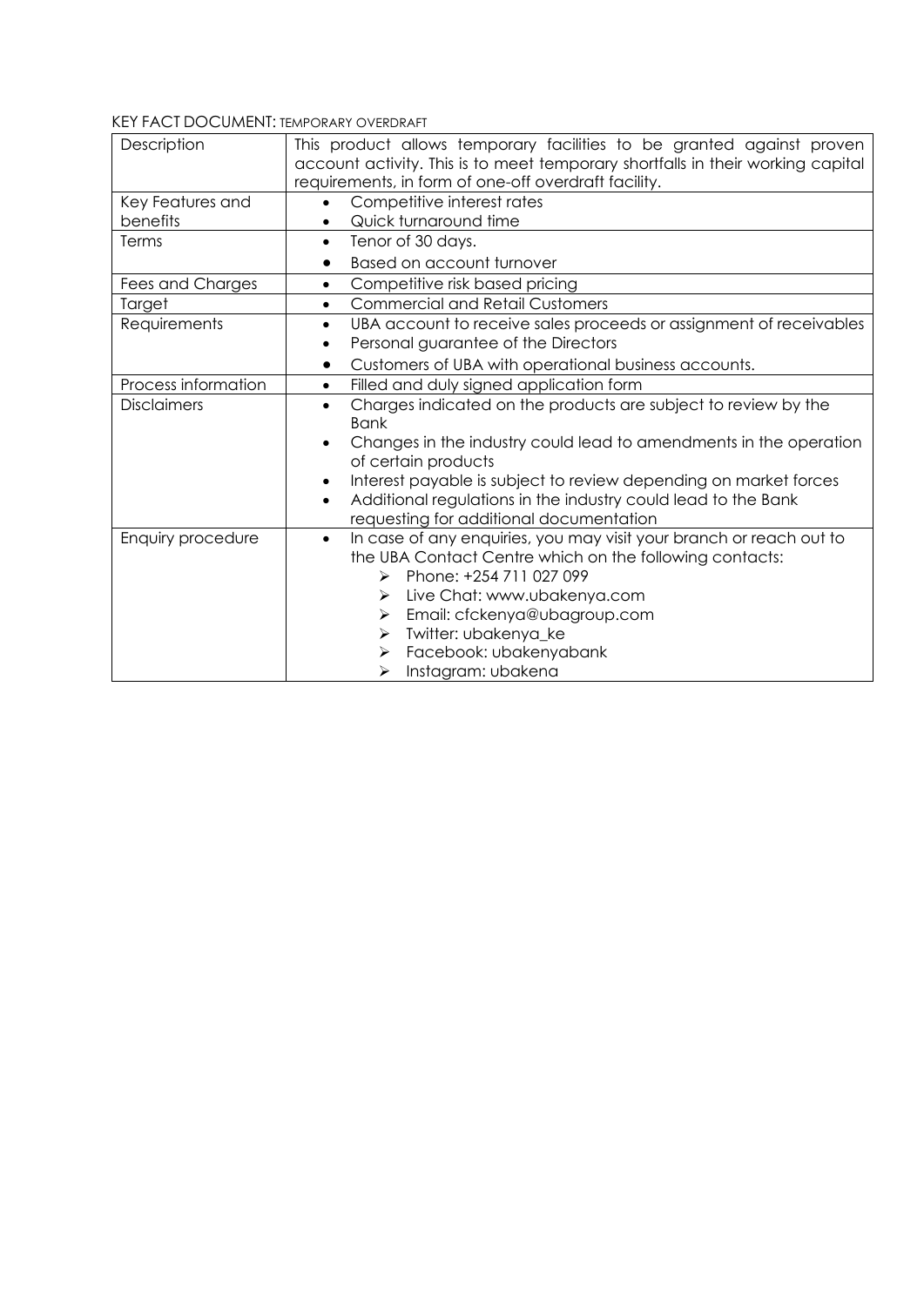KEY FACT DOCUMENT: TEMPORARY OVERDRAFT

| Description | This product allows temporary facilities to be granted against proven account activity. This is to meet temporary shortfalls in their working capital requirements, in form of one-off overdraft facility. |
|---|---|
| Key Features and benefits | • Competitive interest rates<br>• Quick turnaround time |
| Terms | • Tenor of 30 days.<br>• Based on account turnover |
| Fees and Charges | • Competitive risk based pricing |
| Target | • Commercial and Retail Customers |
| Requirements | • UBA account to receive sales proceeds or assignment of receivables<br>• Personal guarantee of the Directors<br>• Customers of UBA with operational business accounts. |
| Process information | • Filled and duly signed application form |
| Disclaimers | • Charges indicated on the products are subject to review by the Bank<br>• Changes in the industry could lead to amendments in the operation of certain products<br>• Interest payable is subject to review depending on market forces<br>• Additional regulations in the industry could lead to the Bank requesting for additional documentation |
| Enquiry procedure | • In case of any enquiries, you may visit your branch or reach out to the UBA Contact Centre which on the following contacts:<br>➢ Phone: +254 711 027 099<br>➢ Live Chat: www.ubakenya.com<br>➢ Email: cfckenya@ubagroup.com<br>➢ Twitter: ubakenya_ke<br>➢ Facebook: ubakenyabank<br>➢ Instagram: ubakena |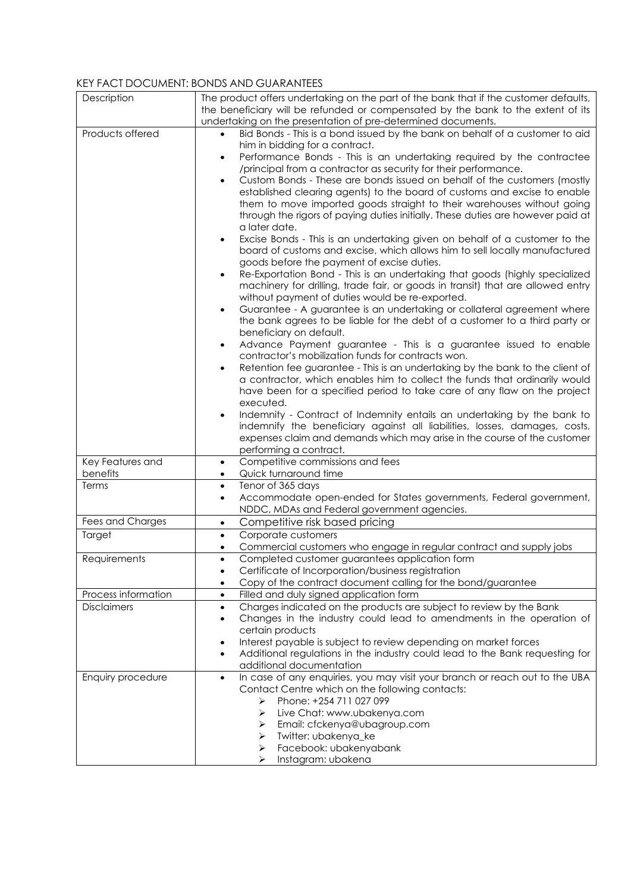## KEY FACT DOCUMENT: BONDS AND GUARANTEES

| | |
|---|---|
| Description | The product offers undertaking on the part of the bank that if the customer defaults, the beneficiary will be refunded or compensated by the bank to the extent of its undertaking on the presentation of pre-determined documents. |
| Products offered | • Bid Bonds - This is a bond issued by the bank on behalf of a customer to aid him in bidding for a contract.<br>• Performance Bonds - This is an undertaking required by the contractee /principal from a contractor as security for their performance.<br>• Custom Bonds - These are bonds issued on behalf of the customers (mostly established clearing agents) to the board of customs and excise to enable them to move imported goods straight to their warehouses without going through the rigors of paying duties initially. These duties are however paid at a later date.<br>• Excise Bonds - This is an undertaking given on behalf of a customer to the board of customs and excise, which allows him to sell locally manufactured goods before the payment of excise duties.<br>• Re-Exportation Bond - This is an undertaking that goods (highly specialized machinery for drilling, trade fair, or goods in transit) that are allowed entry without payment of duties would be re-exported.<br>• Guarantee - A guarantee is an undertaking or collateral agreement where the bank agrees to be liable for the debt of a customer to a third party or beneficiary on default.<br>• Advance Payment guarantee - This is a guarantee issued to enable contractor's mobilization funds for contracts won.<br>• Retention fee guarantee - This is an undertaking by the bank to the client of a contractor, which enables him to collect the funds that ordinarily would have been for a specified period to take care of any flaw on the project executed.<br>• Indemnity - Contract of Indemnity entails an undertaking by the bank to indemnify the beneficiary against all liabilities, losses, damages, costs, expenses claim and demands which may arise in the course of the customer performing a contract. |
| Key Features and benefits | • Competitive commissions and fees<br>• Quick turnaround time |
| Terms | • Tenor of 365 days<br>• Accommodate open-ended for States governments, Federal government, NDDC, MDAs and Federal government agencies. |
| Fees and Charges | • Competitive risk based pricing |
| Target | • Corporate customers<br>• Commercial customers who engage in regular contract and supply jobs |
| Requirements | • Completed customer guarantees application form<br>• Certificate of Incorporation/business registration<br>• Copy of the contract document calling for the bond/guarantee |
| Process information | • Filled and duly signed application form |
| Disclaimers | • Charges indicated on the products are subject to review by the Bank<br>• Changes in the industry could lead to amendments in the operation of certain products<br>• Interest payable is subject to review depending on market forces<br>• Additional regulations in the industry could lead to the Bank requesting for additional documentation |
| Enquiry procedure | • In case of any enquiries, you may visit your branch or reach out to the UBA Contact Centre which on the following contacts:<br>➢ Phone: +254 711 027 099<br>➢ Live Chat: www.ubakenya.com<br>➢ Email: cfckenya@ubagroup.com<br>➢ Twitter: ubakenya_ke<br>➢ Facebook: ubakenyabank<br>➢ Instagram: ubakena |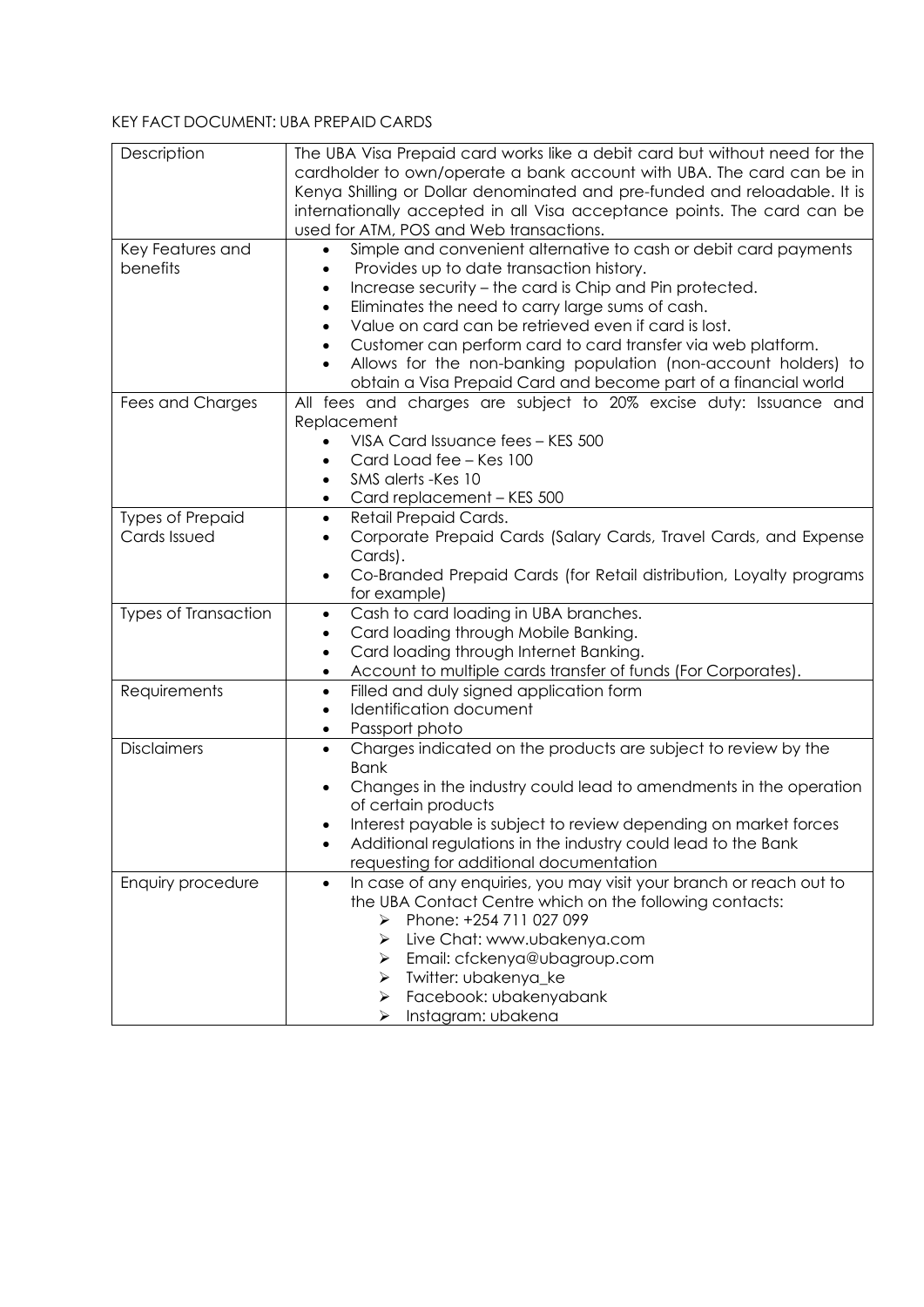KEY FACT DOCUMENT: UBA PREPAID CARDS

| Description | The UBA Visa Prepaid card works like a debit card but without need for the cardholder to own/operate a bank account with UBA. The card can be in Kenya Shilling or Dollar denominated and pre-funded and reloadable. It is internationally accepted in all Visa acceptance points. The card can be used for ATM, POS and Web transactions. |
|---|---|
| Key Features and benefits | • Simple and convenient alternative to cash or debit card payments<br>• Provides up to date transaction history.<br>• Increase security – the card is Chip and Pin protected.<br>• Eliminates the need to carry large sums of cash.<br>• Value on card can be retrieved even if card is lost.<br>• Customer can perform card to card transfer via web platform.<br>• Allows for the non-banking population (non-account holders) to obtain a Visa Prepaid Card and become part of a financial world |
| Fees and Charges | All fees and charges are subject to 20% excise duty: Issuance and Replacement<br>• VISA Card Issuance fees – KES 500<br>• Card Load fee – Kes 100<br>• SMS alerts -Kes 10<br>• Card replacement – KES 500 |
| Types of Prepaid Cards Issued | • Retail Prepaid Cards.<br>• Corporate Prepaid Cards (Salary Cards, Travel Cards, and Expense Cards).<br>• Co-Branded Prepaid Cards (for Retail distribution, Loyalty programs for example) |
| Types of Transaction | • Cash to card loading in UBA branches.<br>• Card loading through Mobile Banking.<br>• Card loading through Internet Banking.<br>• Account to multiple cards transfer of funds (For Corporates). |
| Requirements | • Filled and duly signed application form<br>• Identification document<br>• Passport photo |
| Disclaimers | • Charges indicated on the products are subject to review by the Bank<br>• Changes in the industry could lead to amendments in the operation of certain products<br>• Interest payable is subject to review depending on market forces<br>• Additional regulations in the industry could lead to the Bank requesting for additional documentation |
| Enquiry procedure | • In case of any enquiries, you may visit your branch or reach out to the UBA Contact Centre which on the following contacts:<br>➢ Phone: +254 711 027 099<br>➢ Live Chat: www.ubakenya.com<br>➢ Email: cfckenya@ubagroup.com<br>➢ Twitter: ubakenya_ke<br>➢ Facebook: ubakenyabank<br>➢ Instagram: ubakena |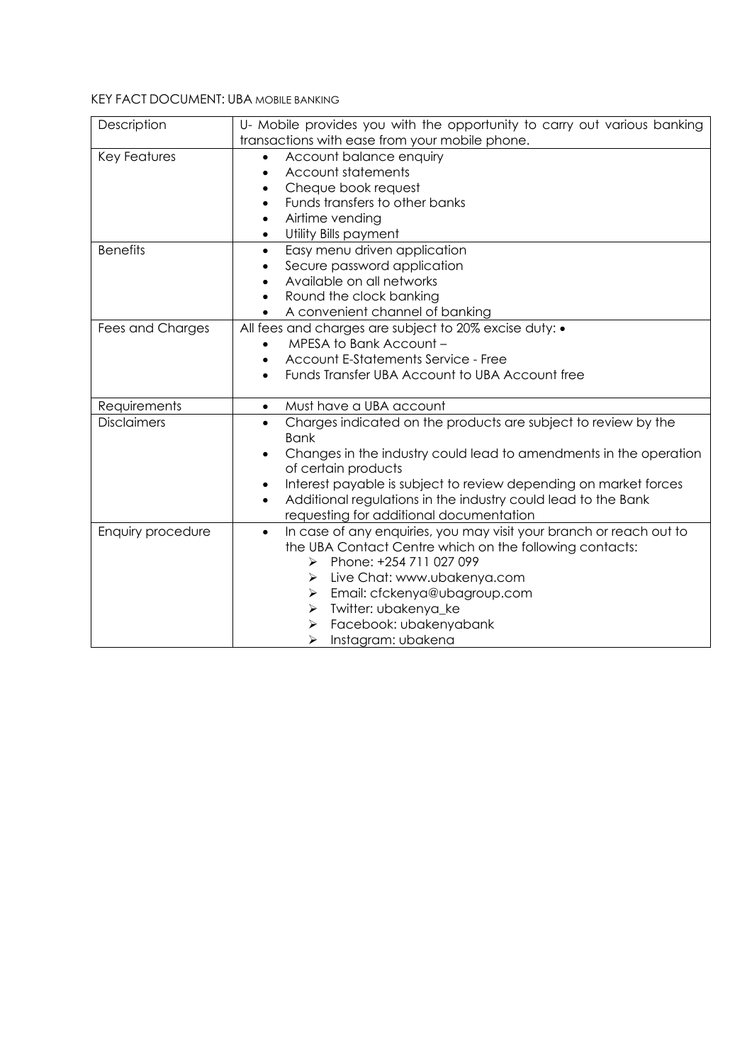KEY FACT DOCUMENT: UBA MOBILE BANKING

| | |
|---|---|
| Description | U- Mobile provides you with the opportunity to carry out various banking transactions with ease from your mobile phone. |
| Key Features | • Account balance enquiry<br>• Account statements<br>• Cheque book request<br>• Funds transfers to other banks<br>• Airtime vending<br>• Utility Bills payment |
| Benefits | • Easy menu driven application<br>• Secure password application<br>• Available on all networks<br>• Round the clock banking<br>• A convenient channel of banking |
| Fees and Charges | All fees and charges are subject to 20% excise duty: •<br>• MPESA to Bank Account –<br>• Account E-Statements Service - Free<br>• Funds Transfer UBA Account to UBA Account free |
| Requirements | • Must have a UBA account |
| Disclaimers | • Charges indicated on the products are subject to review by the Bank<br>• Changes in the industry could lead to amendments in the operation of certain products<br>• Interest payable is subject to review depending on market forces<br>• Additional regulations in the industry could lead to the Bank requesting for additional documentation |
| Enquiry procedure | • In case of any enquiries, you may visit your branch or reach out to the UBA Contact Centre which on the following contacts:<br>➢ Phone: +254 711 027 099<br>➢ Live Chat: www.ubakenya.com<br>➢ Email: cfckenya@ubagroup.com<br>➢ Twitter: ubakenya_ke<br>➢ Facebook: ubakenyabank<br>➢ Instagram: ubakena |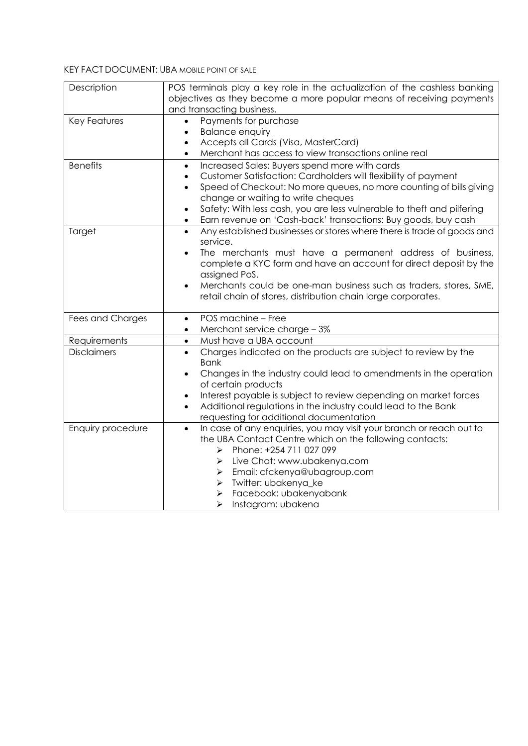KEY FACT DOCUMENT: UBA MOBILE POINT OF SALE

| Description | POS terminals play a key role in the actualization of the cashless banking objectives as they become a more popular means of receiving payments and transacting business. |
|---|---|
| Key Features | • Payments for purchase<br>• Balance enquiry<br>• Accepts all Cards (Visa, MasterCard)<br>• Merchant has access to view transactions online real |
| Benefits | • Increased Sales: Buyers spend more with cards<br>• Customer Satisfaction: Cardholders will flexibility of payment<br>• Speed of Checkout: No more queues, no more counting of bills giving change or waiting to write cheques<br>• Safety: With less cash, you are less vulnerable to theft and pilfering<br>• Earn revenue on 'Cash-back' transactions: Buy goods, buy cash |
| Target | • Any established businesses or stores where there is trade of goods and service.<br>• The merchants must have a permanent address of business, complete a KYC form and have an account for direct deposit by the assigned PoS.<br>• Merchants could be one-man business such as traders, stores, SME, retail chain of stores, distribution chain large corporates. |
| Fees and Charges | • POS machine – Free<br>• Merchant service charge – 3% |
| Requirements | • Must have a UBA account |
| Disclaimers | • Charges indicated on the products are subject to review by the Bank<br>• Changes in the industry could lead to amendments in the operation of certain products<br>• Interest payable is subject to review depending on market forces<br>• Additional regulations in the industry could lead to the Bank requesting for additional documentation |
| Enquiry procedure | • In case of any enquiries, you may visit your branch or reach out to the UBA Contact Centre which on the following contacts:<br>➢ Phone: +254 711 027 099<br>➢ Live Chat: www.ubakenya.com<br>➢ Email: cfckenya@ubagroup.com<br>➢ Twitter: ubakenya_ke<br>➢ Facebook: ubakenyabank<br>➢ Instagram: ubakena |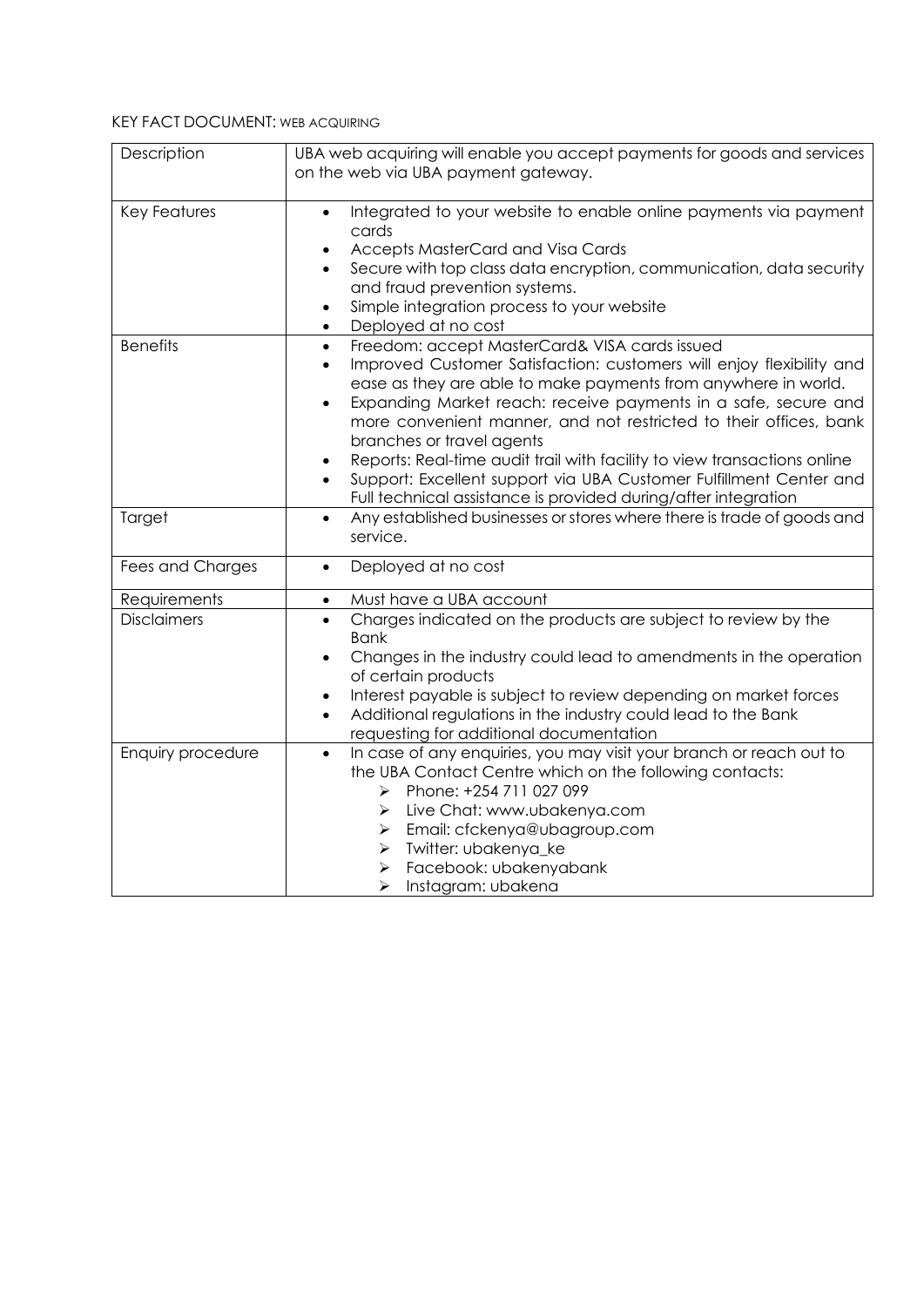KEY FACT DOCUMENT: WEB ACQUIRING

| Description | UBA web acquiring will enable you accept payments for goods and services on the web via UBA payment gateway. |
| --- | --- |
| Key Features | • Integrated to your website to enable online payments via payment cards<br>• Accepts MasterCard and Visa Cards<br>• Secure with top class data encryption, communication, data security and fraud prevention systems.<br>• Simple integration process to your website<br>• Deployed at no cost |
| Benefits | • Freedom: accept MasterCard& VISA cards issued<br>• Improved Customer Satisfaction: customers will enjoy flexibility and ease as they are able to make payments from anywhere in world.<br>• Expanding Market reach: receive payments in a safe, secure and more convenient manner, and not restricted to their offices, bank branches or travel agents<br>• Reports: Real-time audit trail with facility to view transactions online<br>• Support: Excellent support via UBA Customer Fulfillment Center and Full technical assistance is provided during/after integration |
| Target | • Any established businesses or stores where there is trade of goods and service. |
| Fees and Charges | • Deployed at no cost |
| Requirements | • Must have a UBA account |
| Disclaimers | • Charges indicated on the products are subject to review by the Bank<br>• Changes in the industry could lead to amendments in the operation of certain products<br>• Interest payable is subject to review depending on market forces<br>• Additional regulations in the industry could lead to the Bank requesting for additional documentation |
| Enquiry procedure | • In case of any enquiries, you may visit your branch or reach out to the UBA Contact Centre which on the following contacts:<br>➢ Phone: +254 711 027 099<br>➢ Live Chat: www.ubakenya.com<br>➢ Email: cfckenya@ubagroup.com<br>➢ Twitter: ubakenya_ke<br>➢ Facebook: ubakenyabank<br>➢ Instagram: ubakena |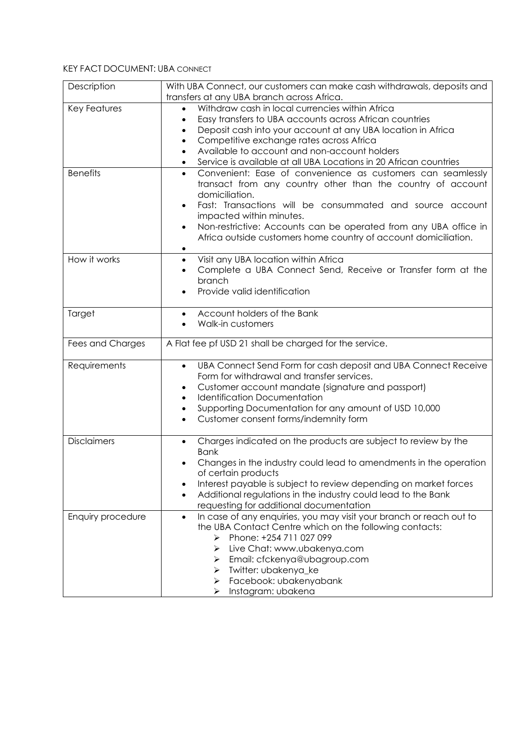KEY FACT DOCUMENT: UBA CONNECT

| | |
|---|---|
| Description | With UBA Connect, our customers can make cash withdrawals, deposits and transfers at any UBA branch across Africa. |
| Key Features | • Withdraw cash in local currencies within Africa<br>• Easy transfers to UBA accounts across African countries<br>• Deposit cash into your account at any UBA location in Africa<br>• Competitive exchange rates across Africa<br>• Available to account and non-account holders<br>• Service is available at all UBA Locations in 20 African countries |
| Benefits | • Convenient: Ease of convenience as customers can seamlessly transact from any country other than the country of account domiciliation.<br>• Fast: Transactions will be consummated and source account impacted within minutes.<br>• Non-restrictive: Accounts can be operated from any UBA office in Africa outside customers home country of account domiciliation.<br>• |
| How it works | • Visit any UBA location within Africa<br>• Complete a UBA Connect Send, Receive or Transfer form at the branch<br>• Provide valid identification |
| Target | • Account holders of the Bank<br>• Walk-in customers |
| Fees and Charges | A Flat fee pf USD 21 shall be charged for the service. |
| Requirements | • UBA Connect Send Form for cash deposit and UBA Connect Receive Form for withdrawal and transfer services.<br>• Customer account mandate (signature and passport)<br>• Identification Documentation<br>• Supporting Documentation for any amount of USD 10,000<br>• Customer consent forms/indemnity form |
| Disclaimers | • Charges indicated on the products are subject to review by the Bank<br>• Changes in the industry could lead to amendments in the operation of certain products<br>• Interest payable is subject to review depending on market forces<br>• Additional regulations in the industry could lead to the Bank requesting for additional documentation |
| Enquiry procedure | • In case of any enquiries, you may visit your branch or reach out to the UBA Contact Centre which on the following contacts:<br>➢ Phone: +254 711 027 099<br>➢ Live Chat: www.ubakenya.com<br>➢ Email: cfckenya@ubagroup.com<br>➢ Twitter: ubakenya_ke<br>➢ Facebook: ubakenyabank<br>➢ Instagram: ubakena |